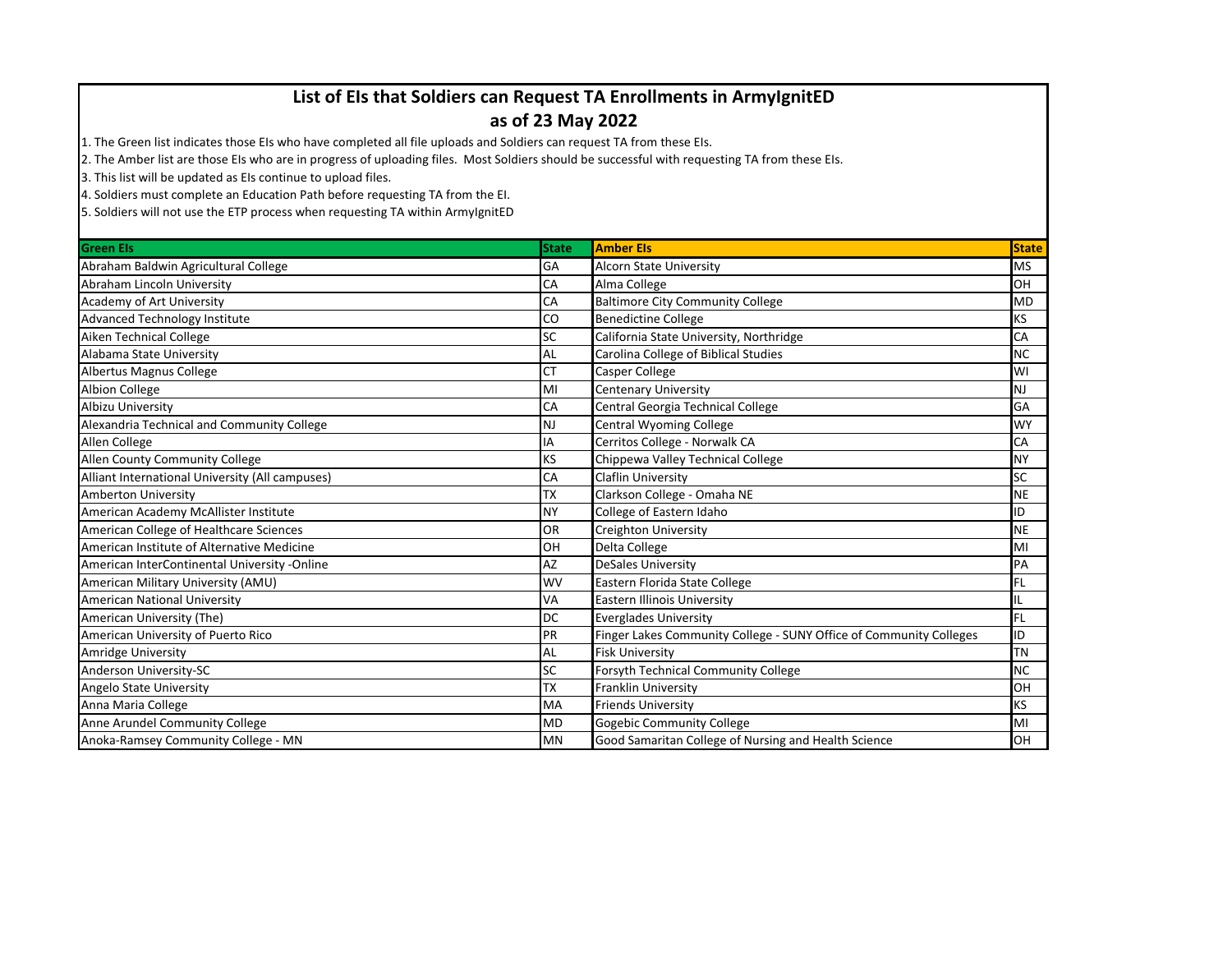# List of EIs that Soldiers can Request TA Enrollments in ArmyIgnitED

## as of 23 May 2022

1. The Green list indicates those EIs who have completed all file uploads and Soldiers can request TA from these EIs.
2. The Amber list are those EIs who are in progress of uploading files. Most Soldiers should be successful with requesting TA from these EIs.
3. This list will be updated as EIs continue to upload files.
4. Soldiers must complete an Education Path before requesting TA from the EI.
5. Soldiers will not use the ETP process when requesting TA within ArmyIgnitED

| Green EIs | State | Amber EIs | State |
|---|---|---|---|
| Abraham Baldwin Agricultural College | GA | Alcorn State University | MS |
| Abraham Lincoln University | CA | Alma College | OH |
| Academy of Art University | CA | Baltimore City Community College | MD |
| Advanced Technology Institute | CO | Benedictine College | KS |
| Aiken Technical College | SC | California State University, Northridge | CA |
| Alabama State University | AL | Carolina College of Biblical Studies | NC |
| Albertus Magnus College | CT | Casper College | WI |
| Albion College | MI | Centenary University | NJ |
| Albizu University | CA | Central Georgia Technical College | GA |
| Alexandria Technical and Community College | NJ | Central Wyoming College | WY |
| Allen College | IA | Cerritos College - Norwalk CA | CA |
| Allen County Community College | KS | Chippewa Valley Technical College | NY |
| Alliant International University (All campuses) | CA | Claflin University | SC |
| Amberton University | TX | Clarkson College - Omaha NE | NE |
| American Academy McAllister Institute | NY | College of Eastern Idaho | ID |
| American College of Healthcare Sciences | OR | Creighton University | NE |
| American Institute of Alternative Medicine | OH | Delta College | MI |
| American InterContinental University -Online | AZ | DeSales University | PA |
| American Military University (AMU) | WV | Eastern Florida State College | FL |
| American National University | VA | Eastern Illinois University | IL |
| American University (The) | DC | Everglades University | FL |
| American University of Puerto Rico | PR | Finger Lakes Community College - SUNY Office of Community Colleges | ID |
| Amridge University | AL | Fisk University | TN |
| Anderson University-SC | SC | Forsyth Technical Community College | NC |
| Angelo State University | TX | Franklin University | OH |
| Anna Maria College | MA | Friends University | KS |
| Anne Arundel Community College | MD | Gogebic Community College | MI |
| Anoka-Ramsey Community College - MN | MN | Good Samaritan College of Nursing and Health Science | OH |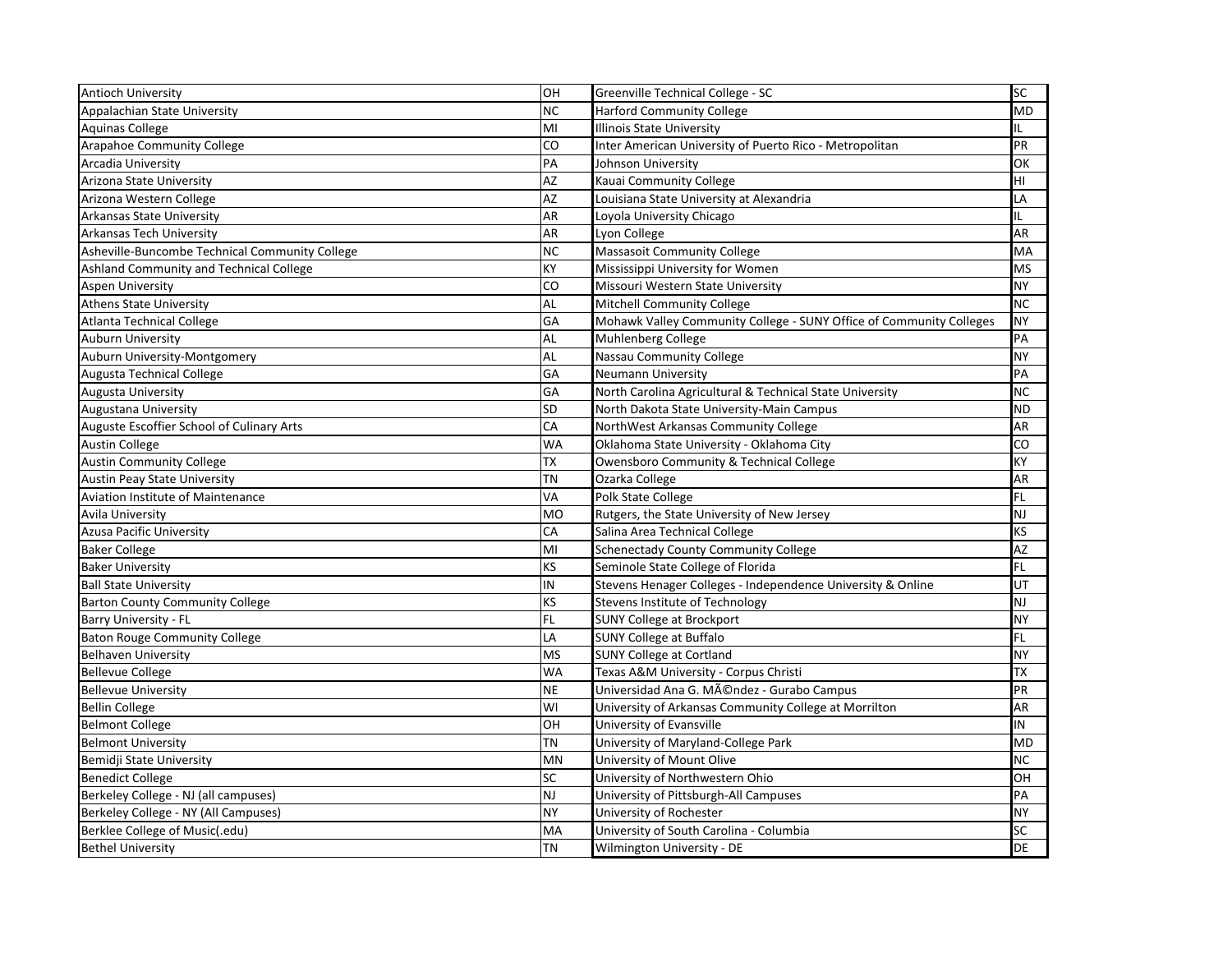| | | | |
|---|---|---|---|
| Antioch University | OH | Greenville Technical College - SC | SC |
| Appalachian State University | NC | Harford Community College | MD |
| Aquinas College | MI | Illinois State University | IL |
| Arapahoe Community College | CO | Inter American University of Puerto Rico - Metropolitan | PR |
| Arcadia University | PA | Johnson University | OK |
| Arizona State University | AZ | Kauai Community College | HI |
| Arizona Western College | AZ | Louisiana State University at Alexandria | LA |
| Arkansas State University | AR | Loyola University Chicago | IL |
| Arkansas Tech University | AR | Lyon College | AR |
| Asheville-Buncombe Technical Community College | NC | Massasoit Community College | MA |
| Ashland Community and Technical College | KY | Mississippi University for Women | MS |
| Aspen University | CO | Missouri Western State University | NY |
| Athens State University | AL | Mitchell Community College | NC |
| Atlanta Technical College | GA | Mohawk Valley Community College - SUNY Office of Community Colleges | NY |
| Auburn University | AL | Muhlenberg College | PA |
| Auburn University-Montgomery | AL | Nassau Community College | NY |
| Augusta Technical College | GA | Neumann University | PA |
| Augusta University | GA | North Carolina Agricultural & Technical State University | NC |
| Augustana University | SD | North Dakota State University-Main Campus | ND |
| Auguste Escoffier School of Culinary Arts | CA | NorthWest Arkansas Community College | AR |
| Austin College | WA | Oklahoma State University - Oklahoma City | CO |
| Austin Community College | TX | Owensboro Community & Technical College | KY |
| Austin Peay State University | TN | Ozarka College | AR |
| Aviation Institute of Maintenance | VA | Polk State College | FL |
| Avila University | MO | Rutgers, the State University of New Jersey | NJ |
| Azusa Pacific University | CA | Salina Area Technical College | KS |
| Baker College | MI | Schenectady County Community College | AZ |
| Baker University | KS | Seminole State College of Florida | FL |
| Ball State University | IN | Stevens Henager Colleges - Independence University & Online | UT |
| Barton County Community College | KS | Stevens Institute of Technology | NJ |
| Barry University - FL | FL | SUNY College at Brockport | NY |
| Baton Rouge Community College | LA | SUNY College at Buffalo | FL |
| Belhaven University | MS | SUNY College at Cortland | NY |
| Bellevue College | WA | Texas A&M University - Corpus Christi | TX |
| Bellevue University | NE | Universidad Ana G. MÃ©ndez - Gurabo Campus | PR |
| Bellin College | WI | University of Arkansas Community College at Morrilton | AR |
| Belmont College | OH | University of Evansville | IN |
| Belmont University | TN | University of Maryland-College Park | MD |
| Bemidji State University | MN | University of Mount Olive | NC |
| Benedict College | SC | University of Northwestern Ohio | OH |
| Berkeley College - NJ (all campuses) | NJ | University of Pittsburgh-All Campuses | PA |
| Berkeley College - NY (All Campuses) | NY | University of Rochester | NY |
| Berklee College of Music(.edu) | MA | University of South Carolina - Columbia | SC |
| Bethel University | TN | Wilmington University - DE | DE |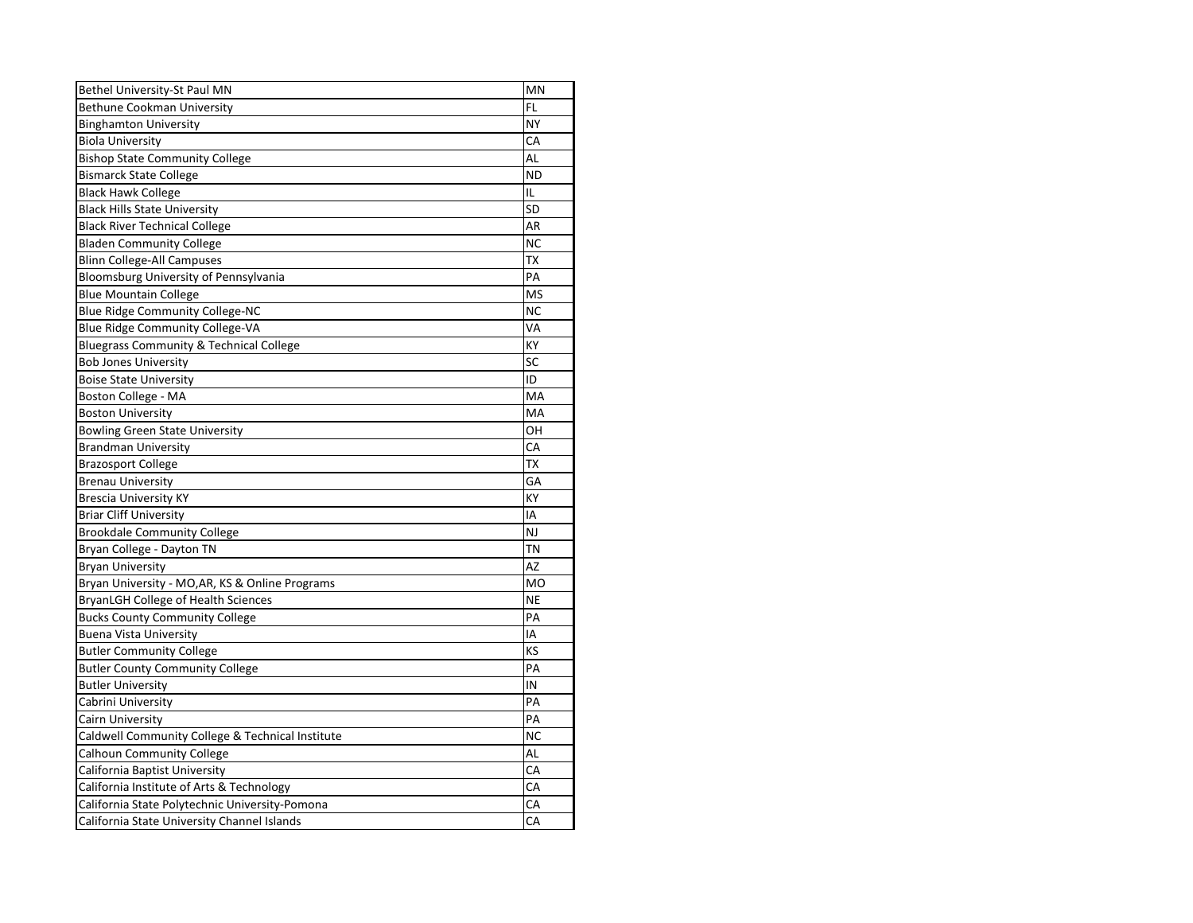| | |
|---|---|
| Bethel University-St Paul MN | MN |
| Bethune Cookman University | FL |
| Binghamton University | NY |
| Biola University | CA |
| Bishop State Community College | AL |
| Bismarck State College | ND |
| Black Hawk College | IL |
| Black Hills State University | SD |
| Black River Technical College | AR |
| Bladen Community College | NC |
| Blinn College-All Campuses | TX |
| Bloomsburg University of Pennsylvania | PA |
| Blue Mountain College | MS |
| Blue Ridge Community College-NC | NC |
| Blue Ridge Community College-VA | VA |
| Bluegrass Community & Technical College | KY |
| Bob Jones University | SC |
| Boise State University | ID |
| Boston College - MA | MA |
| Boston University | MA |
| Bowling Green State University | OH |
| Brandman University | CA |
| Brazosport College | TX |
| Brenau University | GA |
| Brescia University KY | KY |
| Briar Cliff University | IA |
| Brookdale Community College | NJ |
| Bryan College - Dayton TN | TN |
| Bryan University | AZ |
| Bryan University - MO,AR, KS & Online Programs | MO |
| BryanLGH College of Health Sciences | NE |
| Bucks County Community College | PA |
| Buena Vista University | IA |
| Butler Community College | KS |
| Butler County Community College | PA |
| Butler University | IN |
| Cabrini University | PA |
| Cairn University | PA |
| Caldwell Community College & Technical Institute | NC |
| Calhoun Community College | AL |
| California Baptist University | CA |
| California Institute of Arts & Technology | CA |
| California State Polytechnic University-Pomona | CA |
| California State University Channel Islands | CA |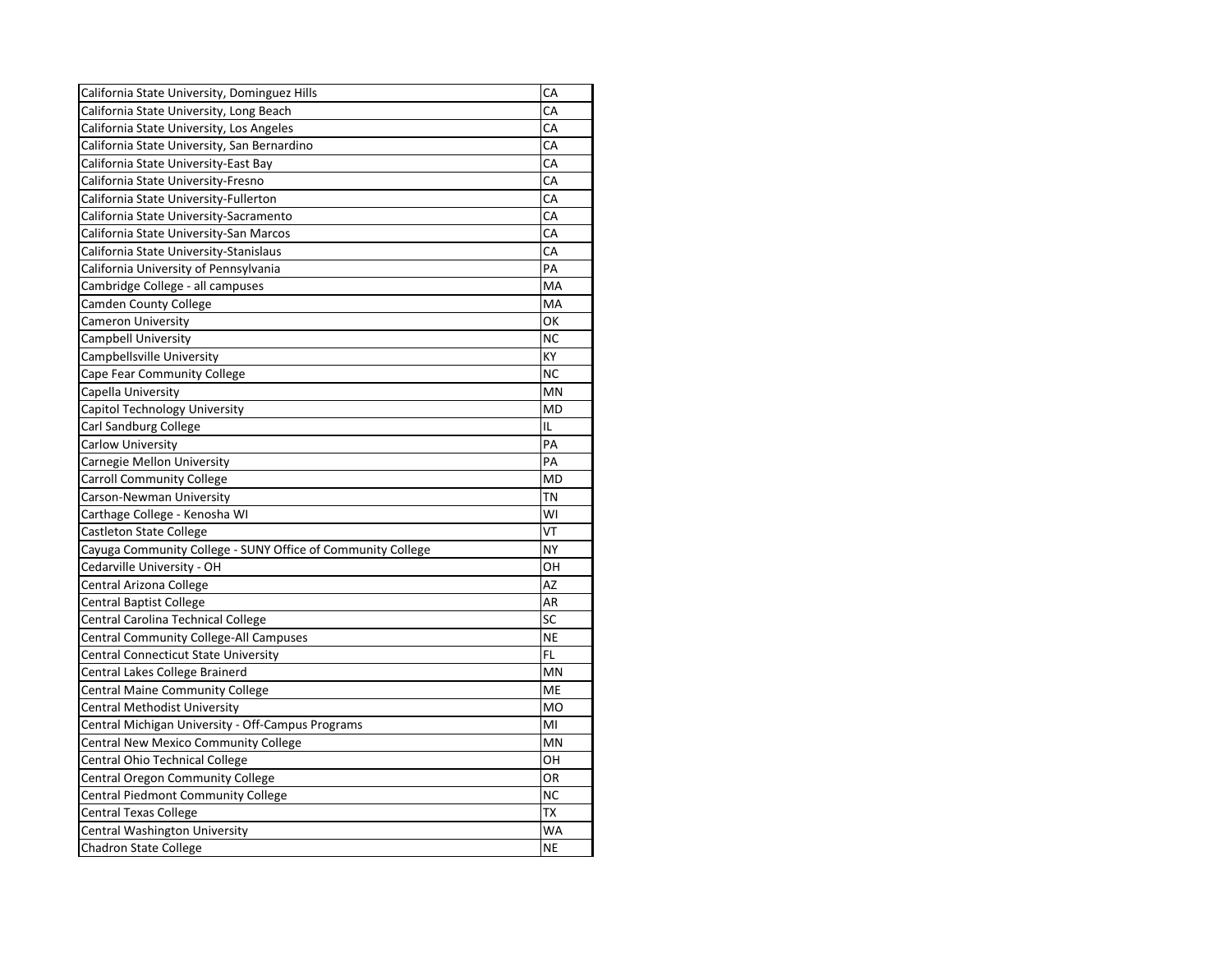| | |
|---|---|
| California State University, Dominguez Hills | CA |
| California State University, Long Beach | CA |
| California State University, Los Angeles | CA |
| California State University, San Bernardino | CA |
| California State University-East Bay | CA |
| California State University-Fresno | CA |
| California State University-Fullerton | CA |
| California State University-Sacramento | CA |
| California State University-San Marcos | CA |
| California State University-Stanislaus | CA |
| California University of Pennsylvania | PA |
| Cambridge College - all campuses | MA |
| Camden County College | MA |
| Cameron University | OK |
| Campbell University | NC |
| Campbellsville University | KY |
| Cape Fear Community College | NC |
| Capella University | MN |
| Capitol Technology University | MD |
| Carl Sandburg College | IL |
| Carlow University | PA |
| Carnegie Mellon University | PA |
| Carroll Community College | MD |
| Carson-Newman University | TN |
| Carthage College - Kenosha WI | WI |
| Castleton State College | VT |
| Cayuga Community College - SUNY Office of Community College | NY |
| Cedarville University - OH | OH |
| Central Arizona College | AZ |
| Central Baptist College | AR |
| Central Carolina Technical College | SC |
| Central Community College-All Campuses | NE |
| Central Connecticut State University | FL |
| Central Lakes College Brainerd | MN |
| Central Maine Community College | ME |
| Central Methodist University | MO |
| Central Michigan University - Off-Campus Programs | MI |
| Central New Mexico Community College | MN |
| Central Ohio Technical College | OH |
| Central Oregon Community College | OR |
| Central Piedmont Community College | NC |
| Central Texas College | TX |
| Central Washington University | WA |
| Chadron State College | NE |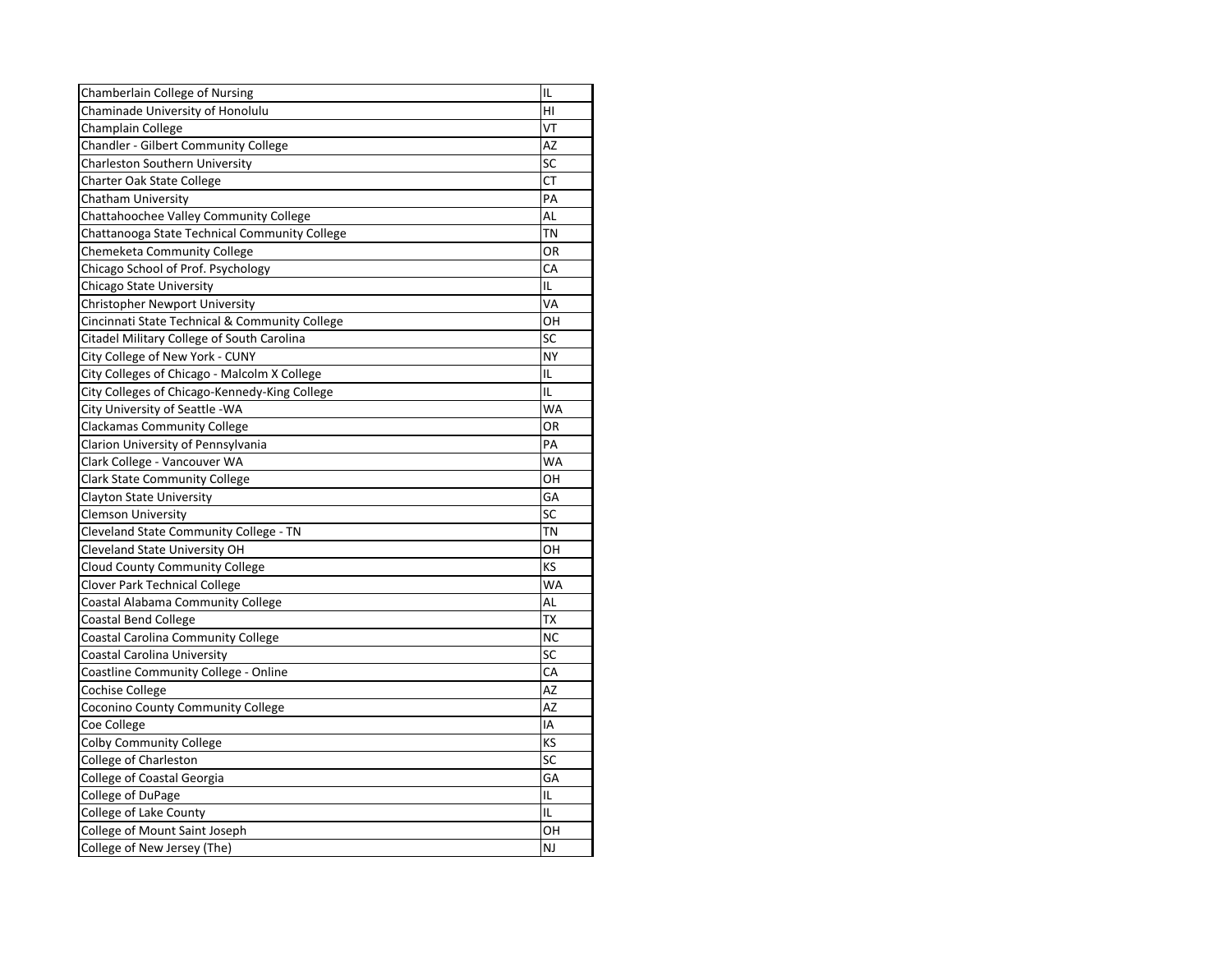| | |
|---|---|
| Chamberlain College of Nursing | IL |
| Chaminade University of Honolulu | HI |
| Champlain College | VT |
| Chandler - Gilbert Community College | AZ |
| Charleston Southern University | SC |
| Charter Oak State College | CT |
| Chatham University | PA |
| Chattahoochee Valley Community College | AL |
| Chattanooga State Technical Community College | TN |
| Chemeketa Community College | OR |
| Chicago School of Prof. Psychology | CA |
| Chicago State University | IL |
| Christopher Newport University | VA |
| Cincinnati State Technical & Community College | OH |
| Citadel Military College of South Carolina | SC |
| City College of New York - CUNY | NY |
| City Colleges of Chicago - Malcolm X College | IL |
| City Colleges of Chicago-Kennedy-King College | IL |
| City University of Seattle -WA | WA |
| Clackamas Community College | OR |
| Clarion University of Pennsylvania | PA |
| Clark College - Vancouver WA | WA |
| Clark State Community College | OH |
| Clayton State University | GA |
| Clemson University | SC |
| Cleveland State Community College - TN | TN |
| Cleveland State University OH | OH |
| Cloud County Community College | KS |
| Clover Park Technical College | WA |
| Coastal Alabama Community College | AL |
| Coastal Bend College | TX |
| Coastal Carolina Community College | NC |
| Coastal Carolina University | SC |
| Coastline Community College - Online | CA |
| Cochise College | AZ |
| Coconino County Community College | AZ |
| Coe College | IA |
| Colby Community College | KS |
| College of Charleston | SC |
| College of Coastal Georgia | GA |
| College of DuPage | IL |
| College of Lake County | IL |
| College of Mount Saint Joseph | OH |
| College of New Jersey (The) | NJ |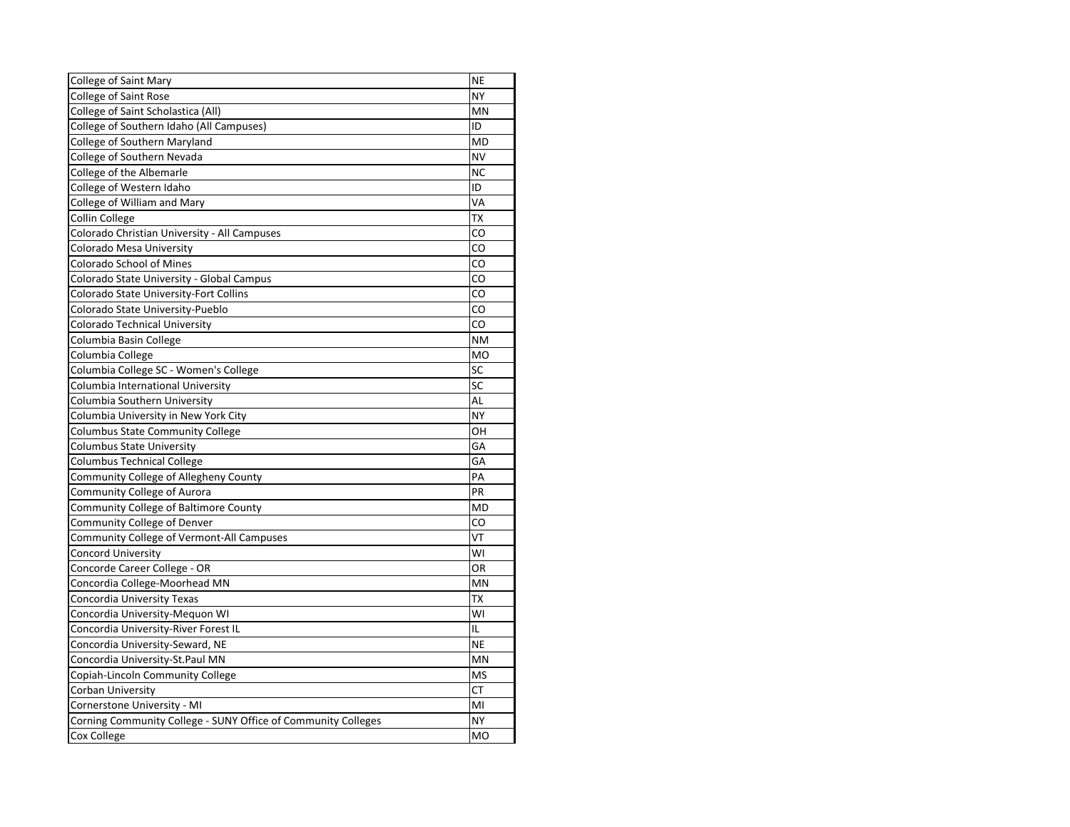| | |
|---|---|
| College of Saint Mary | NE |
| College of Saint Rose | NY |
| College of Saint Scholastica (All) | MN |
| College of Southern Idaho (All Campuses) | ID |
| College of Southern Maryland | MD |
| College of Southern Nevada | NV |
| College of the Albemarle | NC |
| College of Western Idaho | ID |
| College of William and Mary | VA |
| Collin College | TX |
| Colorado Christian University - All Campuses | CO |
| Colorado Mesa University | CO |
| Colorado School of Mines | CO |
| Colorado State University - Global Campus | CO |
| Colorado State University-Fort Collins | CO |
| Colorado State University-Pueblo | CO |
| Colorado Technical University | CO |
| Columbia Basin College | NM |
| Columbia College | MO |
| Columbia College SC - Women's College | SC |
| Columbia International University | SC |
| Columbia Southern University | AL |
| Columbia University in New York City | NY |
| Columbus State Community College | OH |
| Columbus State University | GA |
| Columbus Technical College | GA |
| Community College of Allegheny County | PA |
| Community College of Aurora | PR |
| Community College of Baltimore County | MD |
| Community College of Denver | CO |
| Community College of Vermont-All Campuses | VT |
| Concord University | WI |
| Concorde Career College - OR | OR |
| Concordia College-Moorhead MN | MN |
| Concordia University Texas | TX |
| Concordia University-Mequon WI | WI |
| Concordia University-River Forest IL | IL |
| Concordia University-Seward, NE | NE |
| Concordia University-St.Paul MN | MN |
| Copiah-Lincoln Community College | MS |
| Corban University | CT |
| Cornerstone University - MI | MI |
| Corning Community College - SUNY Office of Community Colleges | NY |
| Cox College | MO |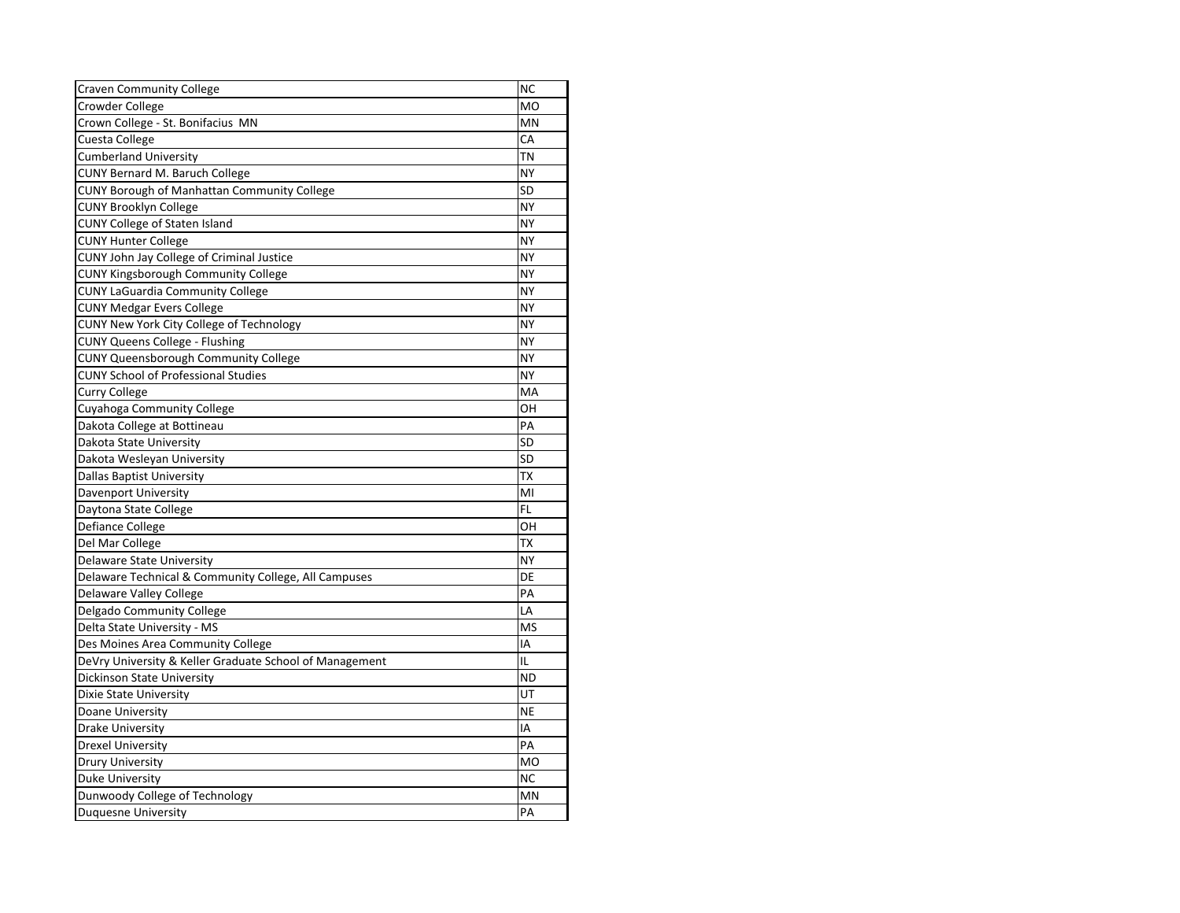| | |
|---|---|
| Craven Community College | NC |
| Crowder College | MO |
| Crown College - St. Bonifacius MN | MN |
| Cuesta College | CA |
| Cumberland University | TN |
| CUNY Bernard M. Baruch College | NY |
| CUNY Borough of Manhattan Community College | SD |
| CUNY Brooklyn College | NY |
| CUNY College of Staten Island | NY |
| CUNY Hunter College | NY |
| CUNY John Jay College of Criminal Justice | NY |
| CUNY Kingsborough Community College | NY |
| CUNY LaGuardia Community College | NY |
| CUNY Medgar Evers College | NY |
| CUNY New York City College of Technology | NY |
| CUNY Queens College - Flushing | NY |
| CUNY Queensborough Community College | NY |
| CUNY School of Professional Studies | NY |
| Curry College | MA |
| Cuyahoga Community College | OH |
| Dakota College at Bottineau | PA |
| Dakota State University | SD |
| Dakota Wesleyan University | SD |
| Dallas Baptist University | TX |
| Davenport University | MI |
| Daytona State College | FL |
| Defiance College | OH |
| Del Mar College | TX |
| Delaware State University | NY |
| Delaware Technical & Community College, All Campuses | DE |
| Delaware Valley College | PA |
| Delgado Community College | LA |
| Delta State University - MS | MS |
| Des Moines Area Community College | IA |
| DeVry University & Keller Graduate School of Management | IL |
| Dickinson State University | ND |
| Dixie State University | UT |
| Doane University | NE |
| Drake University | IA |
| Drexel University | PA |
| Drury University | MO |
| Duke University | NC |
| Dunwoody College of Technology | MN |
| Duquesne University | PA |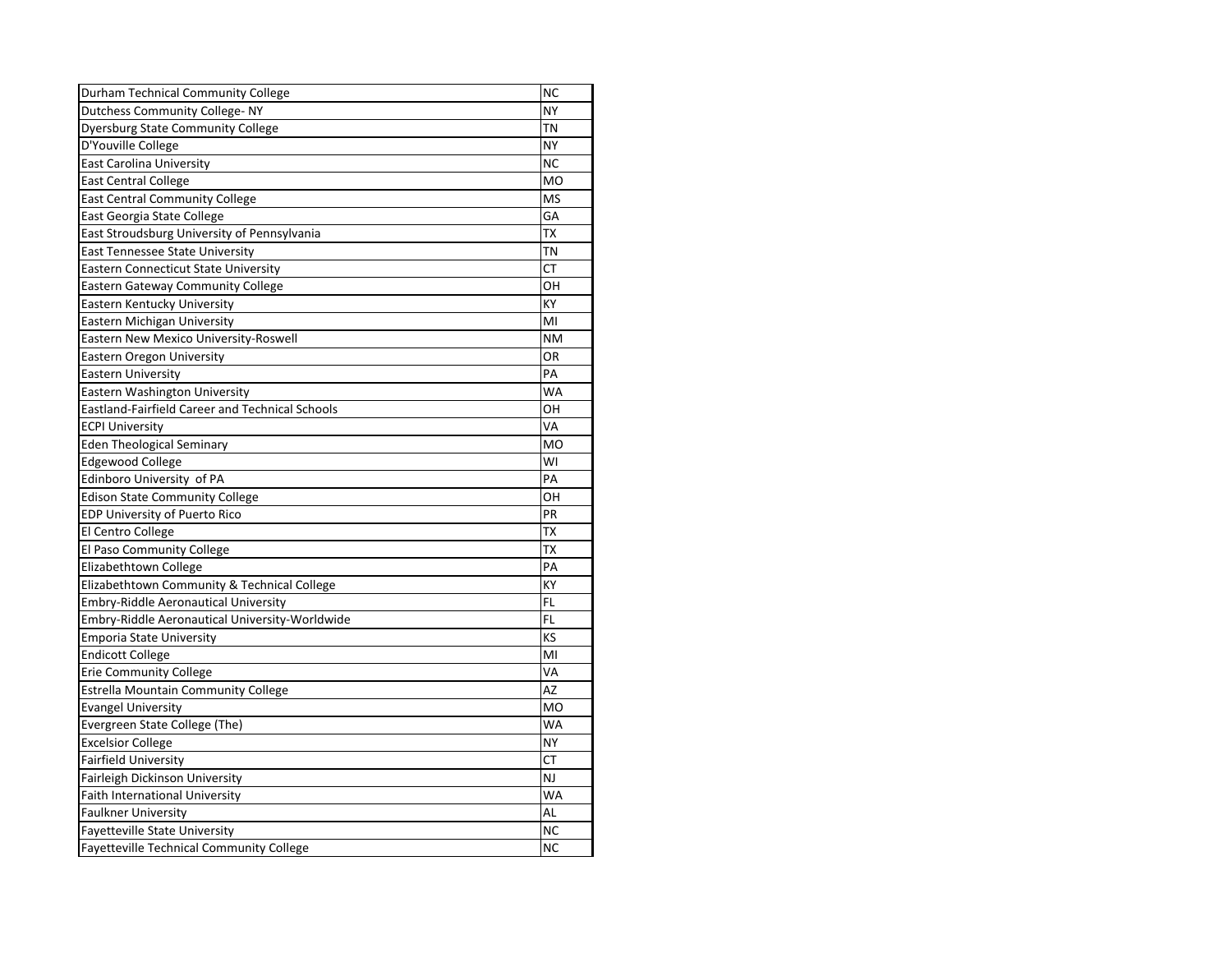| | |
|---|---|
| Durham Technical Community College | NC |
| Dutchess Community College- NY | NY |
| Dyersburg State Community College | TN |
| D'Youville College | NY |
| East Carolina University | NC |
| East Central College | MO |
| East Central Community College | MS |
| East Georgia State College | GA |
| East Stroudsburg University of Pennsylvania | TX |
| East Tennessee State University | TN |
| Eastern Connecticut State University | CT |
| Eastern Gateway Community College | OH |
| Eastern Kentucky University | KY |
| Eastern Michigan University | MI |
| Eastern New Mexico University-Roswell | NM |
| Eastern Oregon University | OR |
| Eastern University | PA |
| Eastern Washington University | WA |
| Eastland-Fairfield Career and Technical Schools | OH |
| ECPI University | VA |
| Eden Theological Seminary | MO |
| Edgewood College | WI |
| Edinboro University of PA | PA |
| Edison State Community College | OH |
| EDP University of Puerto Rico | PR |
| El Centro College | TX |
| El Paso Community College | TX |
| Elizabethtown College | PA |
| Elizabethtown Community & Technical College | KY |
| Embry-Riddle Aeronautical University | FL |
| Embry-Riddle Aeronautical University-Worldwide | FL |
| Emporia State University | KS |
| Endicott College | MI |
| Erie Community College | VA |
| Estrella Mountain Community College | AZ |
| Evangel University | MO |
| Evergreen State College (The) | WA |
| Excelsior College | NY |
| Fairfield University | CT |
| Fairleigh Dickinson University | NJ |
| Faith International University | WA |
| Faulkner University | AL |
| Fayetteville State University | NC |
| Fayetteville Technical Community College | NC |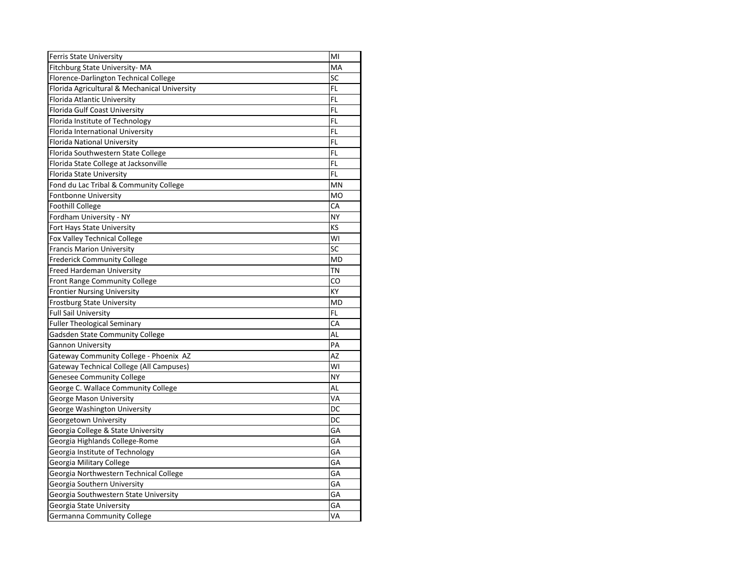| | |
|---|---|
| Ferris State University | MI |
| Fitchburg State University- MA | MA |
| Florence-Darlington Technical College | SC |
| Florida Agricultural & Mechanical University | FL |
| Florida Atlantic University | FL |
| Florida Gulf Coast University | FL |
| Florida Institute of Technology | FL |
| Florida International University | FL |
| Florida National University | FL |
| Florida Southwestern State College | FL |
| Florida State College at Jacksonville | FL |
| Florida State University | FL |
| Fond du Lac Tribal & Community College | MN |
| Fontbonne University | MO |
| Foothill College | CA |
| Fordham University - NY | NY |
| Fort Hays State University | KS |
| Fox Valley Technical College | WI |
| Francis Marion University | SC |
| Frederick Community College | MD |
| Freed Hardeman University | TN |
| Front Range Community College | CO |
| Frontier Nursing University | KY |
| Frostburg State University | MD |
| Full Sail University | FL |
| Fuller Theological Seminary | CA |
| Gadsden State Community College | AL |
| Gannon University | PA |
| Gateway Community College - Phoenix AZ | AZ |
| Gateway Technical College (All Campuses) | WI |
| Genesee Community College | NY |
| George C. Wallace Community College | AL |
| George Mason University | VA |
| George Washington University | DC |
| Georgetown University | DC |
| Georgia College & State University | GA |
| Georgia Highlands College-Rome | GA |
| Georgia Institute of Technology | GA |
| Georgia Military College | GA |
| Georgia Northwestern Technical College | GA |
| Georgia Southern University | GA |
| Georgia Southwestern State University | GA |
| Georgia State University | GA |
| Germanna Community College | VA |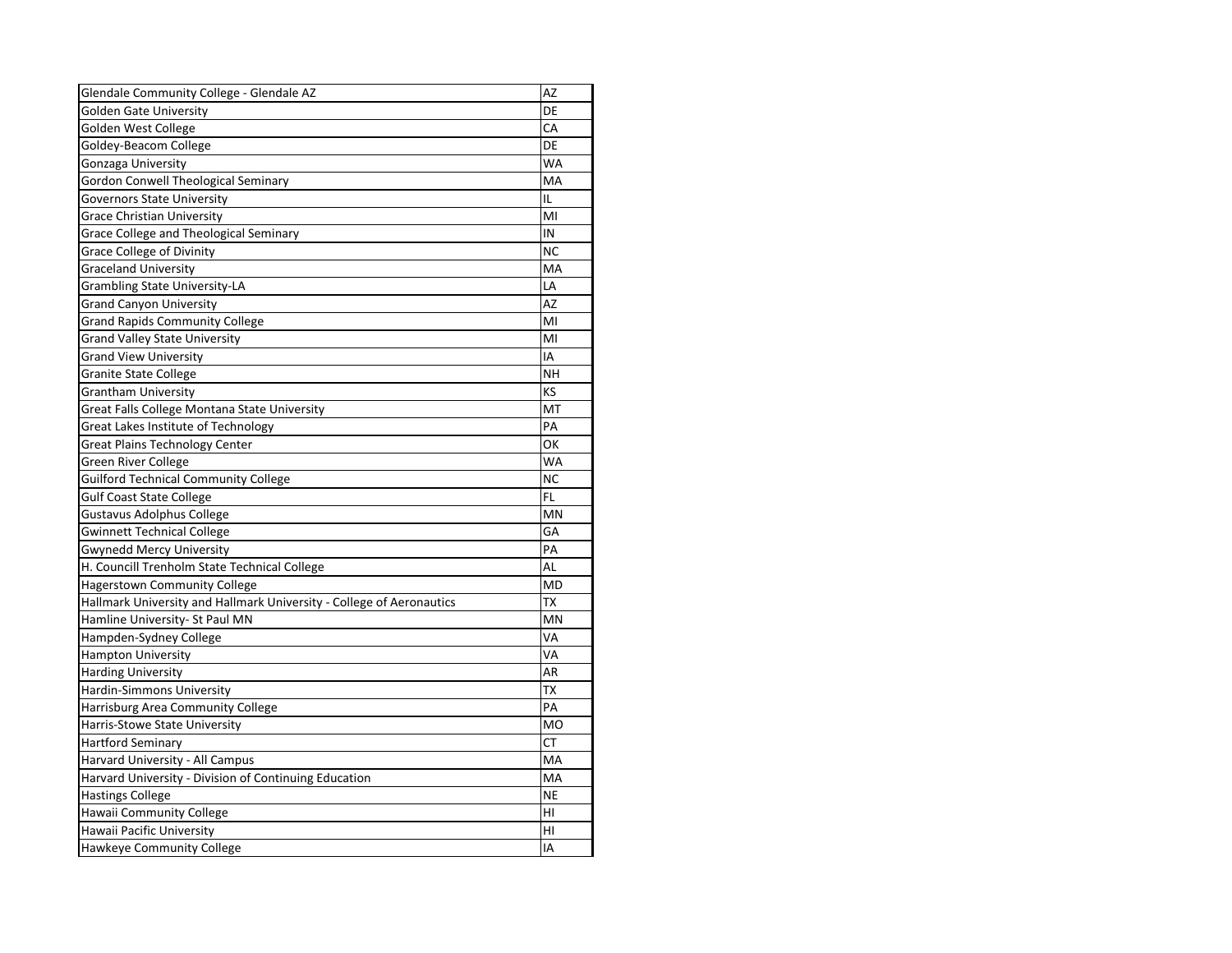| | |
|---|---|
| Glendale Community College - Glendale AZ | AZ |
| Golden Gate University | DE |
| Golden West College | CA |
| Goldey-Beacom College | DE |
| Gonzaga University | WA |
| Gordon Conwell Theological Seminary | MA |
| Governors State University | IL |
| Grace Christian University | MI |
| Grace College and Theological Seminary | IN |
| Grace College of Divinity | NC |
| Graceland University | MA |
| Grambling State University-LA | LA |
| Grand Canyon University | AZ |
| Grand Rapids Community College | MI |
| Grand Valley State University | MI |
| Grand View University | IA |
| Granite State College | NH |
| Grantham University | KS |
| Great Falls College Montana State University | MT |
| Great Lakes Institute of Technology | PA |
| Great Plains Technology Center | OK |
| Green River College | WA |
| Guilford Technical Community College | NC |
| Gulf Coast State College | FL |
| Gustavus Adolphus College | MN |
| Gwinnett Technical College | GA |
| Gwynedd Mercy University | PA |
| H. Councill Trenholm State Technical College | AL |
| Hagerstown Community College | MD |
| Hallmark University and Hallmark University - College of Aeronautics | TX |
| Hamline University- St Paul MN | MN |
| Hampden-Sydney College | VA |
| Hampton University | VA |
| Harding University | AR |
| Hardin-Simmons University | TX |
| Harrisburg Area Community College | PA |
| Harris-Stowe State University | MO |
| Hartford Seminary | CT |
| Harvard University - All Campus | MA |
| Harvard University - Division of Continuing Education | MA |
| Hastings College | NE |
| Hawaii Community College | HI |
| Hawaii Pacific University | HI |
| Hawkeye Community College | IA |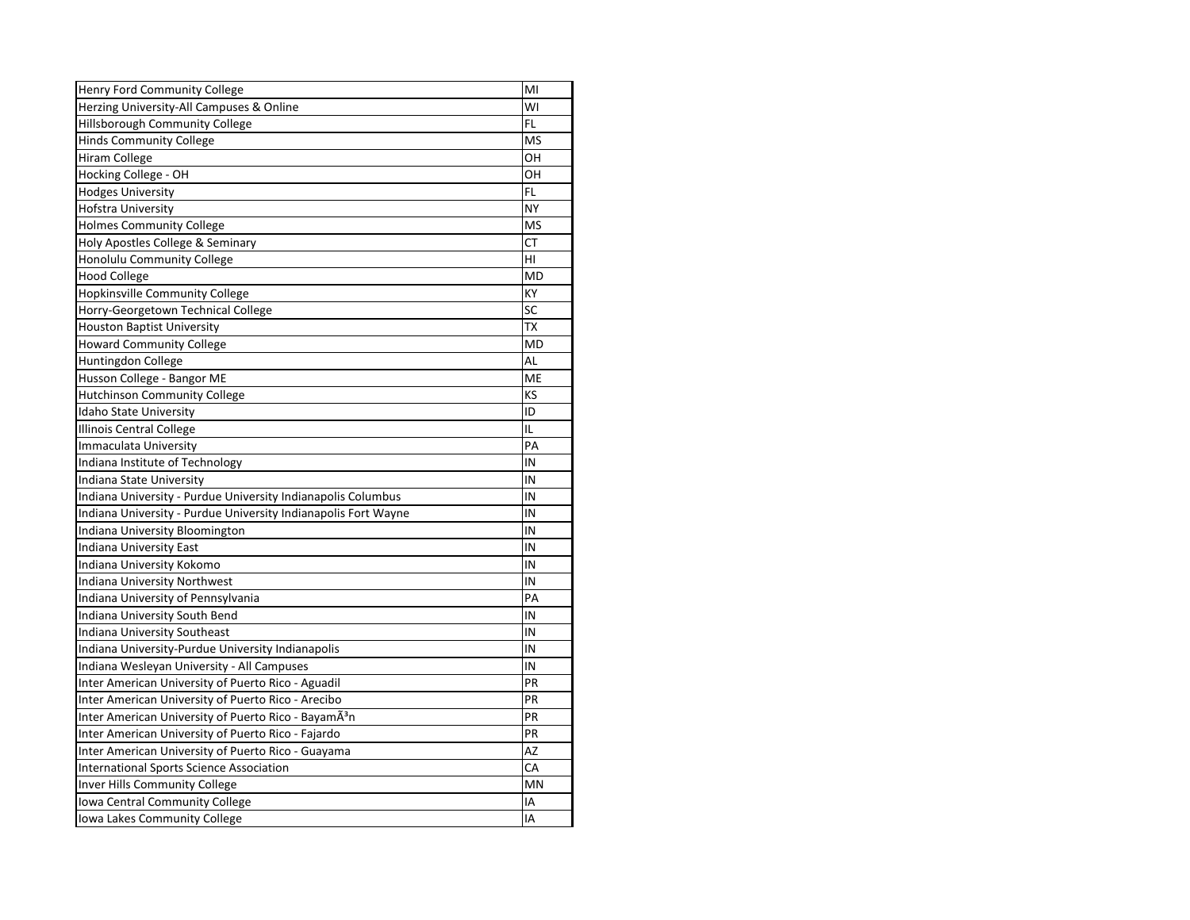| | |
|---|---|
| Henry Ford Community College | MI |
| Herzing University-All Campuses & Online | WI |
| Hillsborough Community College | FL |
| Hinds Community College | MS |
| Hiram College | OH |
| Hocking College - OH | OH |
| Hodges University | FL |
| Hofstra University | NY |
| Holmes Community College | MS |
| Holy Apostles College & Seminary | CT |
| Honolulu Community College | HI |
| Hood College | MD |
| Hopkinsville Community College | KY |
| Horry-Georgetown Technical College | SC |
| Houston Baptist University | TX |
| Howard Community College | MD |
| Huntingdon College | AL |
| Husson College - Bangor ME | ME |
| Hutchinson Community College | KS |
| Idaho State University | ID |
| Illinois Central College | IL |
| Immaculata University | PA |
| Indiana Institute of Technology | IN |
| Indiana State University | IN |
| Indiana University - Purdue University Indianapolis Columbus | IN |
| Indiana University - Purdue University Indianapolis Fort Wayne | IN |
| Indiana University Bloomington | IN |
| Indiana University East | IN |
| Indiana University Kokomo | IN |
| Indiana University Northwest | IN |
| Indiana University of Pennsylvania | PA |
| Indiana University South Bend | IN |
| Indiana University Southeast | IN |
| Indiana University-Purdue University Indianapolis | IN |
| Indiana Wesleyan University - All Campuses | IN |
| Inter American University of Puerto Rico - Aguadil | PR |
| Inter American University of Puerto Rico - Arecibo | PR |
| Inter American University of Puerto Rico - BayamÃ³n | PR |
| Inter American University of Puerto Rico - Fajardo | PR |
| Inter American University of Puerto Rico - Guayama | AZ |
| International Sports Science Association | CA |
| Inver Hills Community College | MN |
| Iowa Central Community College | IA |
| Iowa Lakes Community College | IA |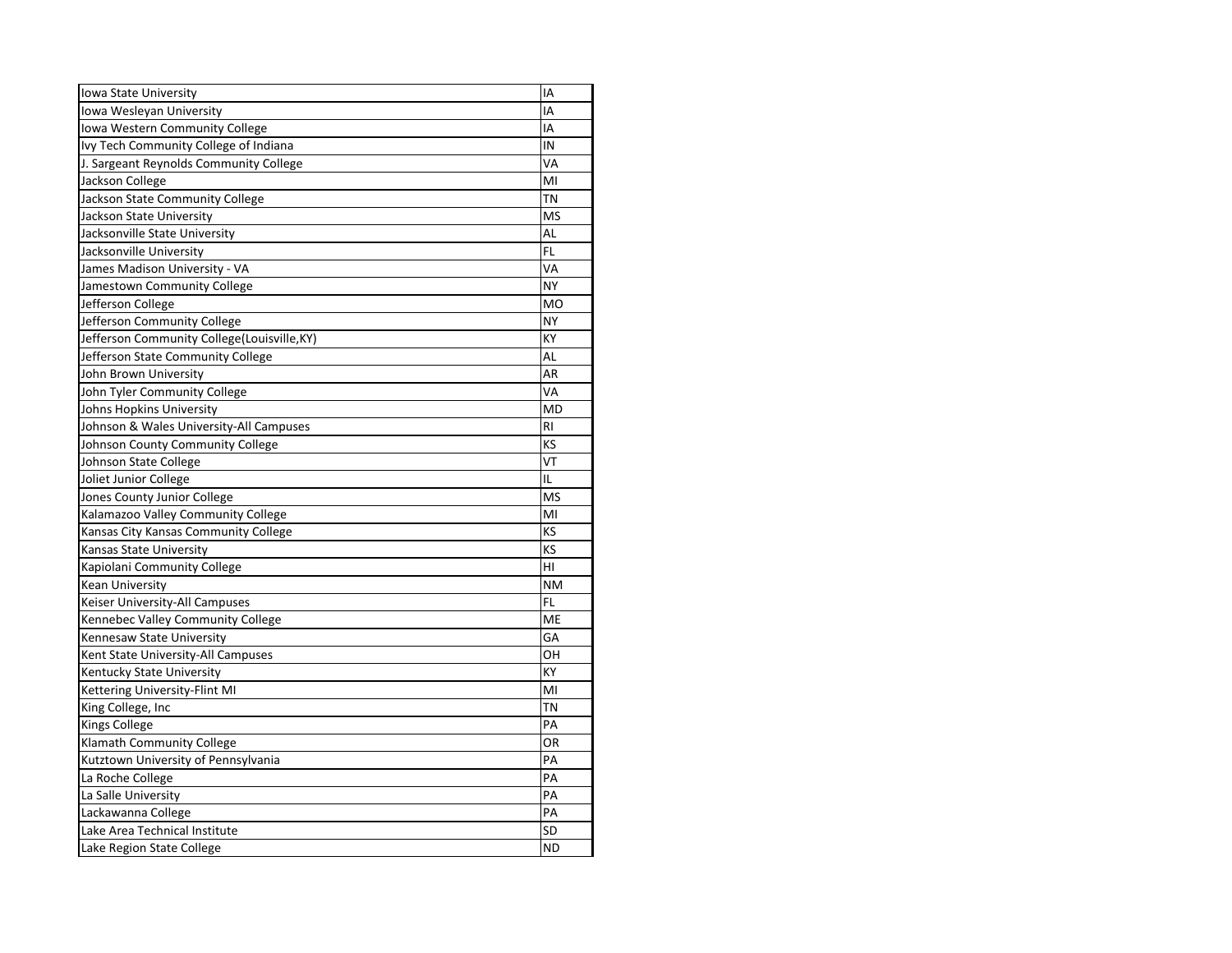| | |
|---|---|
| Iowa State University | IA |
| Iowa Wesleyan University | IA |
| Iowa Western Community College | IA |
| Ivy Tech Community College of Indiana | IN |
| J. Sargeant Reynolds Community College | VA |
| Jackson College | MI |
| Jackson State Community College | TN |
| Jackson State University | MS |
| Jacksonville State University | AL |
| Jacksonville University | FL |
| James Madison University - VA | VA |
| Jamestown Community College | NY |
| Jefferson College | MO |
| Jefferson Community College | NY |
| Jefferson Community College(Louisville,KY) | KY |
| Jefferson State Community College | AL |
| John Brown University | AR |
| John Tyler Community College | VA |
| Johns Hopkins University | MD |
| Johnson & Wales University-All Campuses | RI |
| Johnson County Community College | KS |
| Johnson State College | VT |
| Joliet Junior College | IL |
| Jones County Junior College | MS |
| Kalamazoo Valley Community College | MI |
| Kansas City Kansas Community College | KS |
| Kansas State University | KS |
| Kapiolani Community College | HI |
| Kean University | NM |
| Keiser University-All Campuses | FL |
| Kennebec Valley Community College | ME |
| Kennesaw State University | GA |
| Kent State University-All Campuses | OH |
| Kentucky State University | KY |
| Kettering University-Flint MI | MI |
| King College, Inc | TN |
| Kings College | PA |
| Klamath Community College | OR |
| Kutztown University of Pennsylvania | PA |
| La Roche College | PA |
| La Salle University | PA |
| Lackawanna College | PA |
| Lake Area Technical Institute | SD |
| Lake Region State College | ND |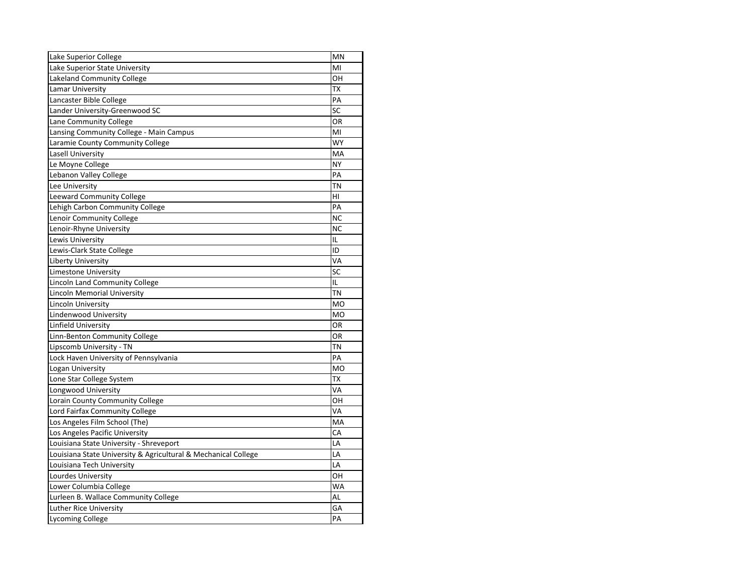| | |
|---|---|
| Lake Superior College | MN |
| Lake Superior State University | MI |
| Lakeland Community College | OH |
| Lamar University | TX |
| Lancaster Bible College | PA |
| Lander University-Greenwood SC | SC |
| Lane Community College | OR |
| Lansing Community College - Main Campus | MI |
| Laramie County Community College | WY |
| Lasell University | MA |
| Le Moyne College | NY |
| Lebanon Valley College | PA |
| Lee University | TN |
| Leeward Community College | HI |
| Lehigh Carbon Community College | PA |
| Lenoir Community College | NC |
| Lenoir-Rhyne University | NC |
| Lewis University | IL |
| Lewis-Clark State College | ID |
| Liberty University | VA |
| Limestone University | SC |
| Lincoln Land Community College | IL |
| Lincoln Memorial University | TN |
| Lincoln University | MO |
| Lindenwood University | MO |
| Linfield University | OR |
| Linn-Benton Community College | OR |
| Lipscomb University - TN | TN |
| Lock Haven University of Pennsylvania | PA |
| Logan University | MO |
| Lone Star College System | TX |
| Longwood University | VA |
| Lorain County Community College | OH |
| Lord Fairfax Community College | VA |
| Los Angeles Film School (The) | MA |
| Los Angeles Pacific University | CA |
| Louisiana State University - Shreveport | LA |
| Louisiana State University & Agricultural & Mechanical College | LA |
| Louisiana Tech University | LA |
| Lourdes University | OH |
| Lower Columbia College | WA |
| Lurleen B. Wallace Community College | AL |
| Luther Rice University | GA |
| Lycoming College | PA |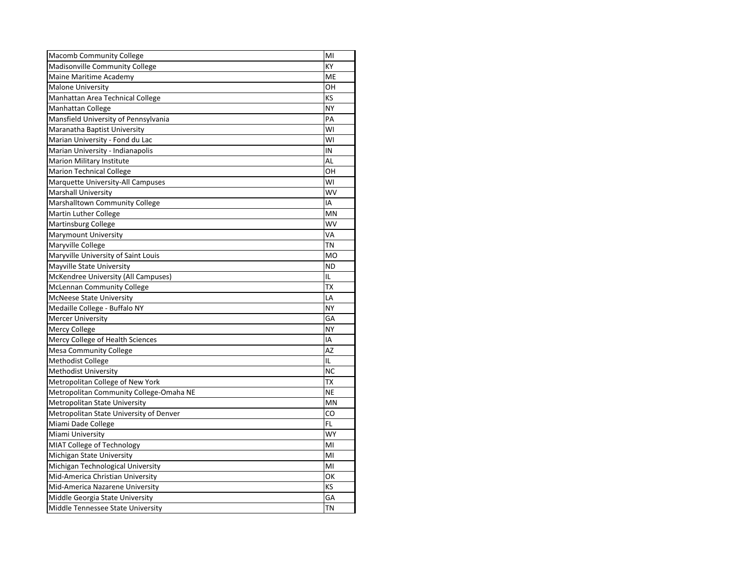| | |
|---|---|
| Macomb Community College | MI |
| Madisonville Community College | KY |
| Maine Maritime Academy | ME |
| Malone University | OH |
| Manhattan Area Technical College | KS |
| Manhattan College | NY |
| Mansfield University of Pennsylvania | PA |
| Maranatha Baptist University | WI |
| Marian University - Fond du Lac | WI |
| Marian University - Indianapolis | IN |
| Marion Military Institute | AL |
| Marion Technical College | OH |
| Marquette University-All Campuses | WI |
| Marshall University | WV |
| Marshalltown Community College | IA |
| Martin Luther College | MN |
| Martinsburg College | WV |
| Marymount University | VA |
| Maryville College | TN |
| Maryville University of Saint Louis | MO |
| Mayville State University | ND |
| McKendree University (All Campuses) | IL |
| McLennan Community College | TX |
| McNeese State University | LA |
| Medaille College - Buffalo NY | NY |
| Mercer University | GA |
| Mercy College | NY |
| Mercy College of Health Sciences | IA |
| Mesa Community College | AZ |
| Methodist College | IL |
| Methodist University | NC |
| Metropolitan College of New York | TX |
| Metropolitan Community College-Omaha NE | NE |
| Metropolitan State University | MN |
| Metropolitan State University of Denver | CO |
| Miami Dade College | FL |
| Miami University | WY |
| MIAT College of Technology | MI |
| Michigan State University | MI |
| Michigan Technological University | MI |
| Mid-America Christian University | OK |
| Mid-America Nazarene University | KS |
| Middle Georgia State University | GA |
| Middle Tennessee State University | TN |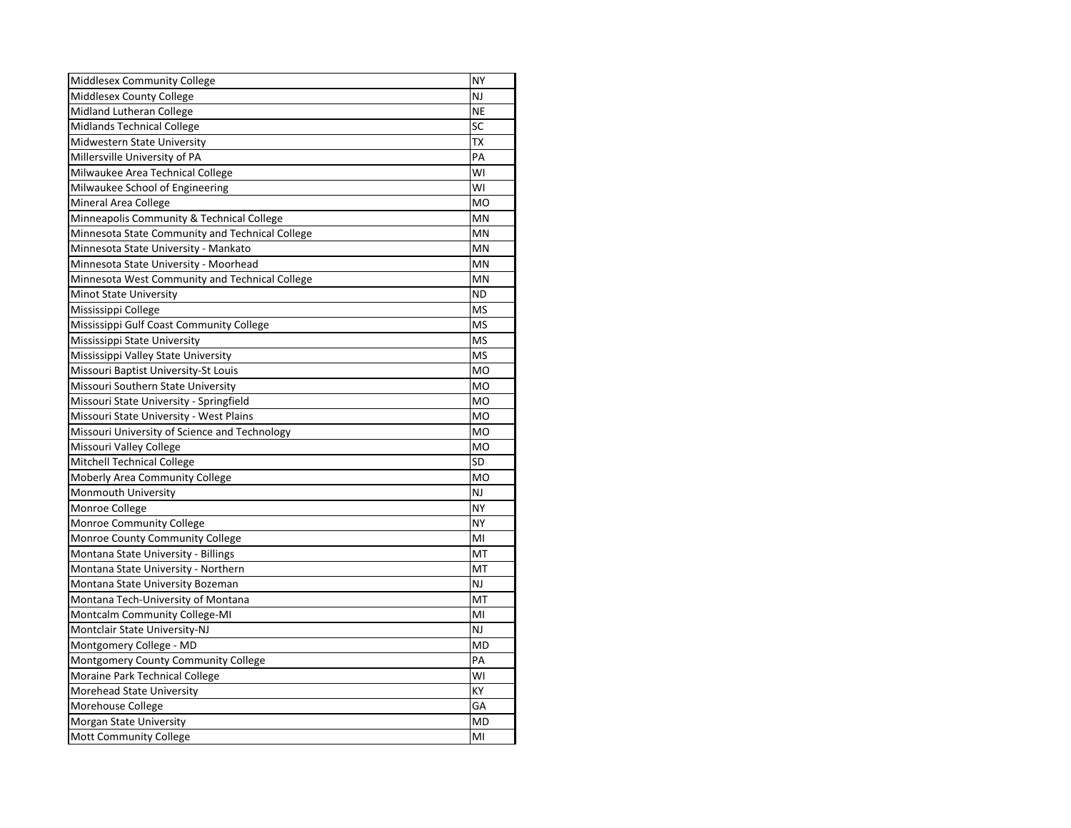| | |
|---|---|
| Middlesex Community College | NY |
| Middlesex County College | NJ |
| Midland Lutheran College | NE |
| Midlands Technical College | SC |
| Midwestern State University | TX |
| Millersville University of PA | PA |
| Milwaukee Area Technical College | WI |
| Milwaukee School of Engineering | WI |
| Mineral Area College | MO |
| Minneapolis Community & Technical College | MN |
| Minnesota State Community and Technical College | MN |
| Minnesota State University - Mankato | MN |
| Minnesota State University - Moorhead | MN |
| Minnesota West Community and Technical College | MN |
| Minot State University | ND |
| Mississippi College | MS |
| Mississippi Gulf Coast Community College | MS |
| Mississippi State University | MS |
| Mississippi Valley State University | MS |
| Missouri Baptist University-St Louis | MO |
| Missouri Southern State University | MO |
| Missouri State University - Springfield | MO |
| Missouri State University - West Plains | MO |
| Missouri University of Science and Technology | MO |
| Missouri Valley College | MO |
| Mitchell Technical College | SD |
| Moberly Area Community College | MO |
| Monmouth University | NJ |
| Monroe College | NY |
| Monroe Community College | NY |
| Monroe County Community College | MI |
| Montana State University - Billings | MT |
| Montana State University - Northern | MT |
| Montana State University Bozeman | NJ |
| Montana Tech-University of Montana | MT |
| Montcalm Community College-MI | MI |
| Montclair State University-NJ | NJ |
| Montgomery College - MD | MD |
| Montgomery County Community College | PA |
| Moraine Park Technical College | WI |
| Morehead State University | KY |
| Morehouse College | GA |
| Morgan State University | MD |
| Mott Community College | MI |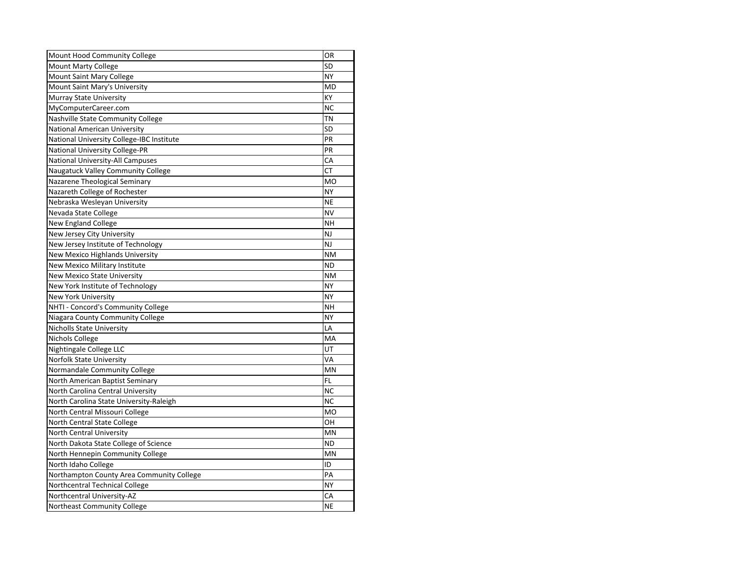| Mount Hood Community College | OR |
|---|---|
| Mount Marty College | SD |
| Mount Saint Mary College | NY |
| Mount Saint Mary's University | MD |
| Murray State University | KY |
| MyComputerCareer.com | NC |
| Nashville State Community College | TN |
| National American University | SD |
| National University College-IBC Institute | PR |
| National University College-PR | PR |
| National University-All Campuses | CA |
| Naugatuck Valley Community College | CT |
| Nazarene Theological Seminary | MO |
| Nazareth College of Rochester | NY |
| Nebraska Wesleyan University | NE |
| Nevada State College | NV |
| New England College | NH |
| New Jersey City University | NJ |
| New Jersey Institute of Technology | NJ |
| New Mexico Highlands University | NM |
| New Mexico Military Institute | ND |
| New Mexico State University | NM |
| New York Institute of Technology | NY |
| New York University | NY |
| NHTI - Concord's Community College | NH |
| Niagara County Community College | NY |
| Nicholls State University | LA |
| Nichols College | MA |
| Nightingale College LLC | UT |
| Norfolk State University | VA |
| Normandale Community College | MN |
| North American Baptist Seminary | FL |
| North Carolina Central University | NC |
| North Carolina State University-Raleigh | NC |
| North Central Missouri College | MO |
| North Central State College | OH |
| North Central University | MN |
| North Dakota State College of Science | ND |
| North Hennepin Community College | MN |
| North Idaho College | ID |
| Northampton County Area Community College | PA |
| Northcentral Technical College | NY |
| Northcentral University-AZ | CA |
| Northeast Community College | NE |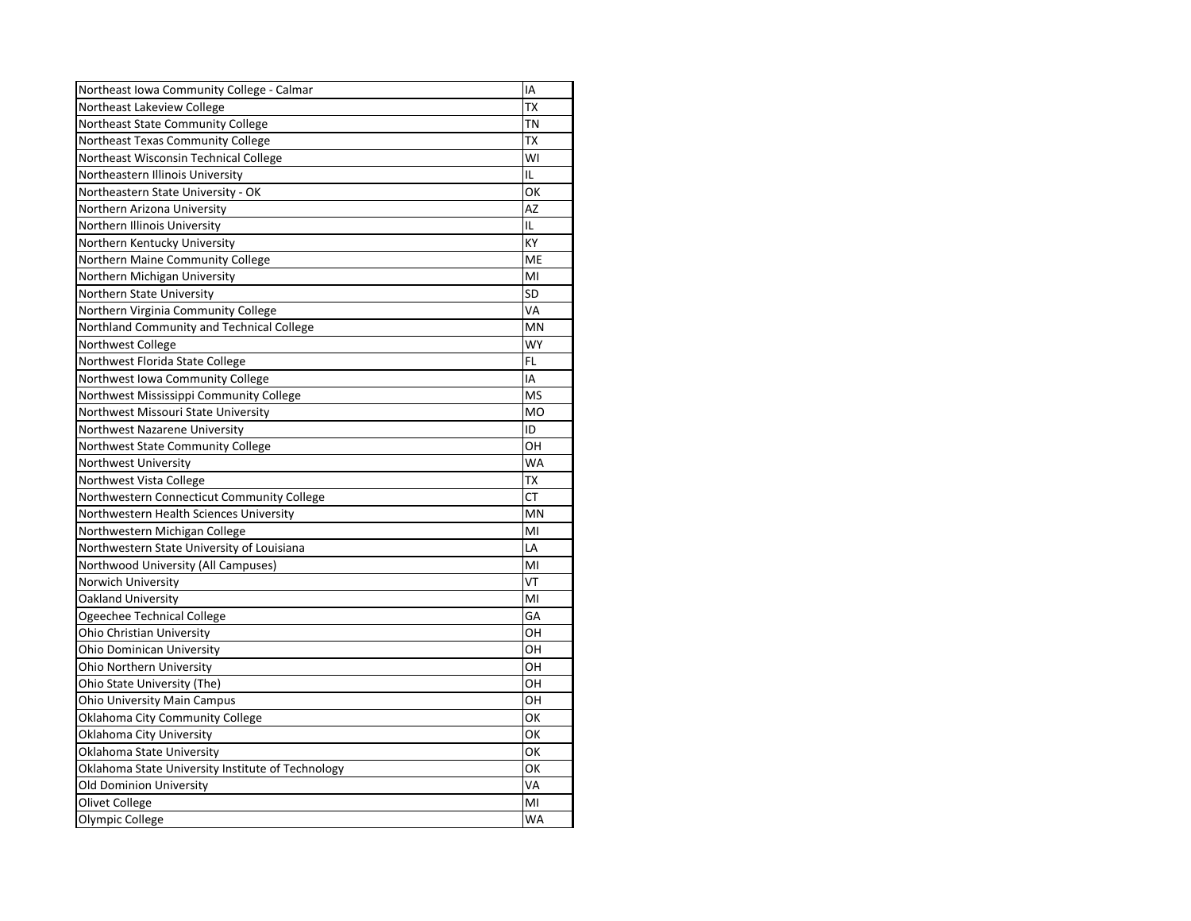| | |
|---|---|
| Northeast Iowa Community College - Calmar | IA |
| Northeast Lakeview College | TX |
| Northeast State Community College | TN |
| Northeast Texas Community College | TX |
| Northeast Wisconsin Technical College | WI |
| Northeastern Illinois University | IL |
| Northeastern State University - OK | OK |
| Northern Arizona University | AZ |
| Northern Illinois University | IL |
| Northern Kentucky University | KY |
| Northern Maine Community College | ME |
| Northern Michigan University | MI |
| Northern State University | SD |
| Northern Virginia Community College | VA |
| Northland Community and Technical College | MN |
| Northwest College | WY |
| Northwest Florida State College | FL |
| Northwest Iowa Community College | IA |
| Northwest Mississippi Community College | MS |
| Northwest Missouri State University | MO |
| Northwest Nazarene University | ID |
| Northwest State Community College | OH |
| Northwest University | WA |
| Northwest Vista College | TX |
| Northwestern Connecticut Community College | CT |
| Northwestern Health Sciences University | MN |
| Northwestern Michigan College | MI |
| Northwestern State University of Louisiana | LA |
| Northwood University (All Campuses) | MI |
| Norwich University | VT |
| Oakland University | MI |
| Ogeechee Technical College | GA |
| Ohio Christian University | OH |
| Ohio Dominican University | OH |
| Ohio Northern University | OH |
| Ohio State University (The) | OH |
| Ohio University Main Campus | OH |
| Oklahoma City Community College | OK |
| Oklahoma City University | OK |
| Oklahoma State University | OK |
| Oklahoma State University Institute of Technology | OK |
| Old Dominion University | VA |
| Olivet College | MI |
| Olympic College | WA |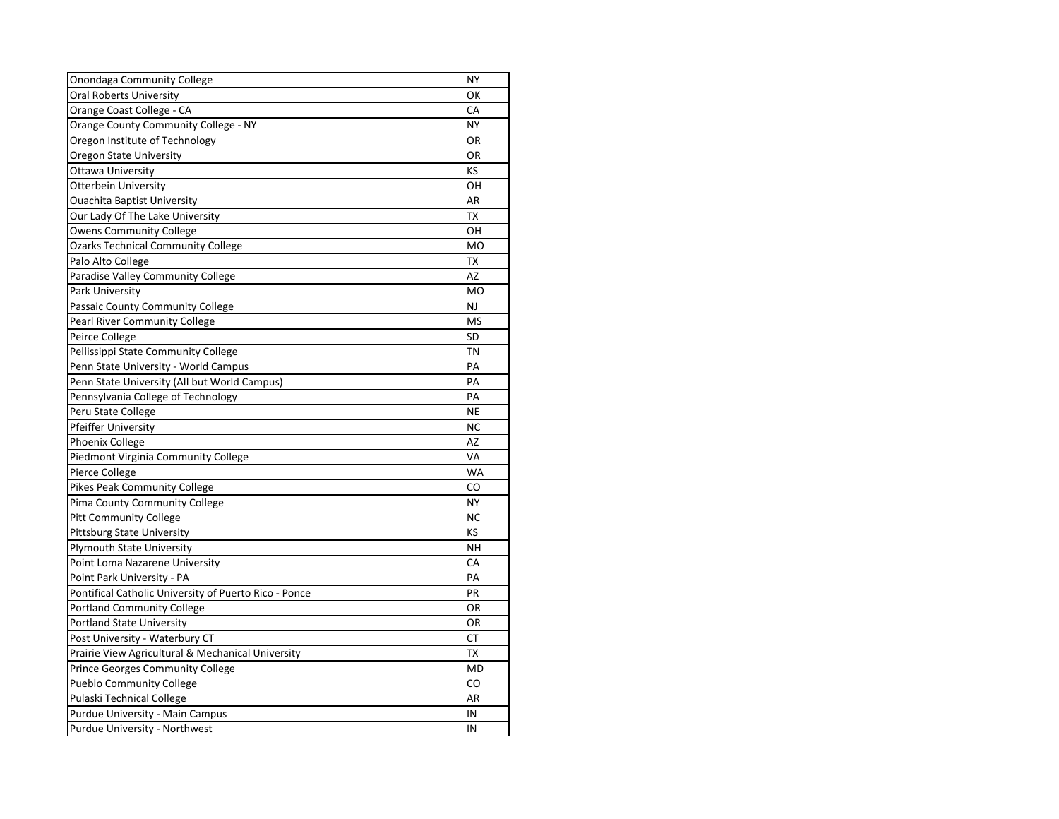| Onondaga Community College | NY |
|---|---|
| Oral Roberts University | OK |
| Orange Coast College - CA | CA |
| Orange County Community College - NY | NY |
| Oregon Institute of Technology | OR |
| Oregon State University | OR |
| Ottawa University | KS |
| Otterbein University | OH |
| Ouachita Baptist University | AR |
| Our Lady Of The Lake University | TX |
| Owens Community College | OH |
| Ozarks Technical Community College | MO |
| Palo Alto College | TX |
| Paradise Valley Community College | AZ |
| Park University | MO |
| Passaic County Community College | NJ |
| Pearl River Community College | MS |
| Peirce College | SD |
| Pellissippi State Community College | TN |
| Penn State University - World Campus | PA |
| Penn State University (All but World Campus) | PA |
| Pennsylvania College of Technology | PA |
| Peru State College | NE |
| Pfeiffer University | NC |
| Phoenix College | AZ |
| Piedmont Virginia Community College | VA |
| Pierce College | WA |
| Pikes Peak Community College | CO |
| Pima County Community College | NY |
| Pitt Community College | NC |
| Pittsburg State University | KS |
| Plymouth State University | NH |
| Point Loma Nazarene University | CA |
| Point Park University - PA | PA |
| Pontifical Catholic University of Puerto Rico - Ponce | PR |
| Portland Community College | OR |
| Portland State University | OR |
| Post University - Waterbury CT | CT |
| Prairie View Agricultural & Mechanical University | TX |
| Prince Georges Community College | MD |
| Pueblo Community College | CO |
| Pulaski Technical College | AR |
| Purdue University - Main Campus | IN |
| Purdue University - Northwest | IN |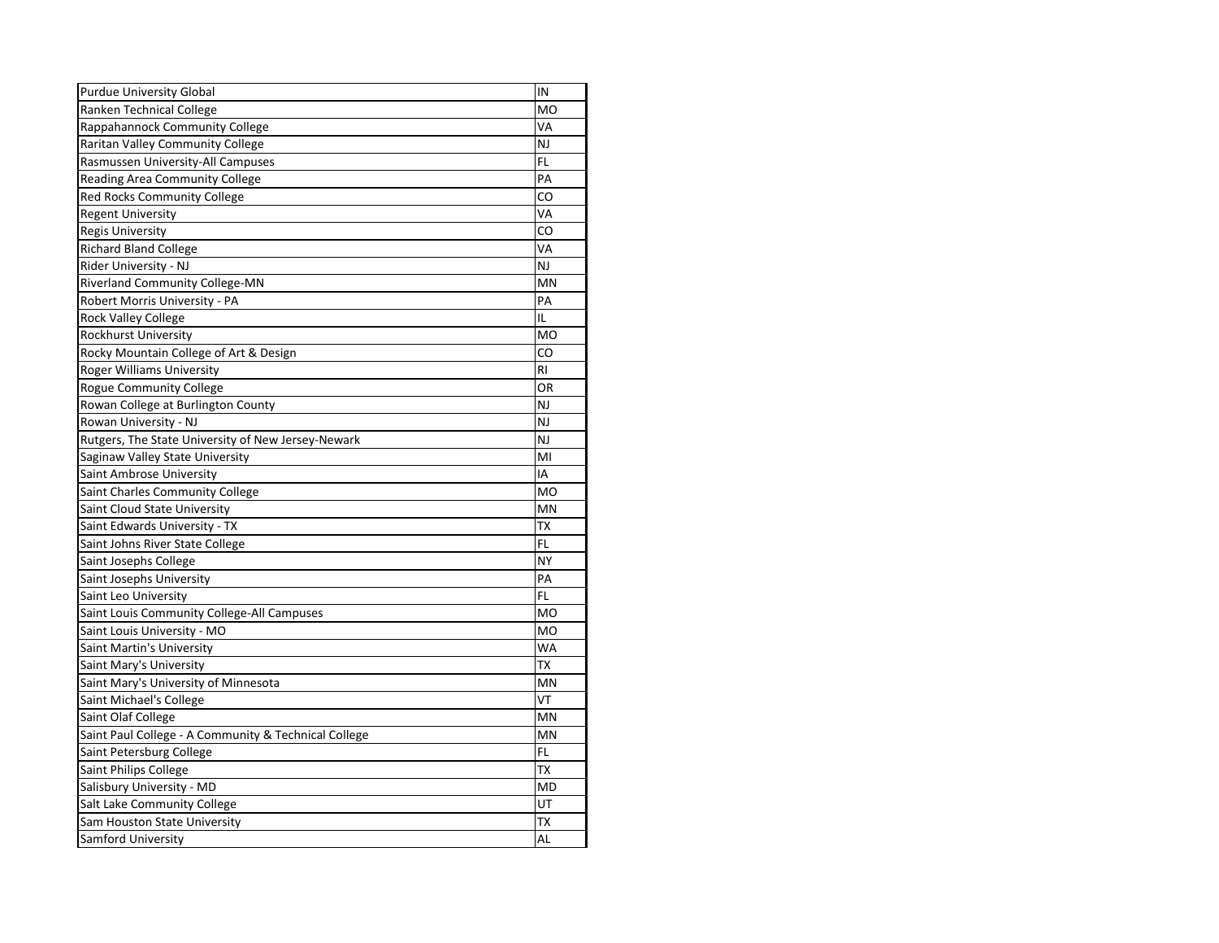| Purdue University Global | IN |
|---|---|
| Ranken Technical College | MO |
| Rappahannock Community College | VA |
| Raritan Valley Community College | NJ |
| Rasmussen University-All Campuses | FL |
| Reading Area Community College | PA |
| Red Rocks Community College | CO |
| Regent University | VA |
| Regis University | CO |
| Richard Bland College | VA |
| Rider University - NJ | NJ |
| Riverland Community College-MN | MN |
| Robert Morris University - PA | PA |
| Rock Valley College | IL |
| Rockhurst University | MO |
| Rocky Mountain College of Art & Design | CO |
| Roger Williams University | RI |
| Rogue Community College | OR |
| Rowan College at Burlington County | NJ |
| Rowan University - NJ | NJ |
| Rutgers, The State University of New Jersey-Newark | NJ |
| Saginaw Valley State University | MI |
| Saint Ambrose University | IA |
| Saint Charles Community College | MO |
| Saint Cloud State University | MN |
| Saint Edwards University - TX | TX |
| Saint Johns River State College | FL |
| Saint Josephs College | NY |
| Saint Josephs University | PA |
| Saint Leo University | FL |
| Saint Louis Community College-All Campuses | MO |
| Saint Louis University - MO | MO |
| Saint Martin's University | WA |
| Saint Mary's University | TX |
| Saint Mary's University of Minnesota | MN |
| Saint Michael's College | VT |
| Saint Olaf College | MN |
| Saint Paul College - A Community & Technical College | MN |
| Saint Petersburg College | FL |
| Saint Philips College | TX |
| Salisbury University - MD | MD |
| Salt Lake Community College | UT |
| Sam Houston State University | TX |
| Samford University | AL |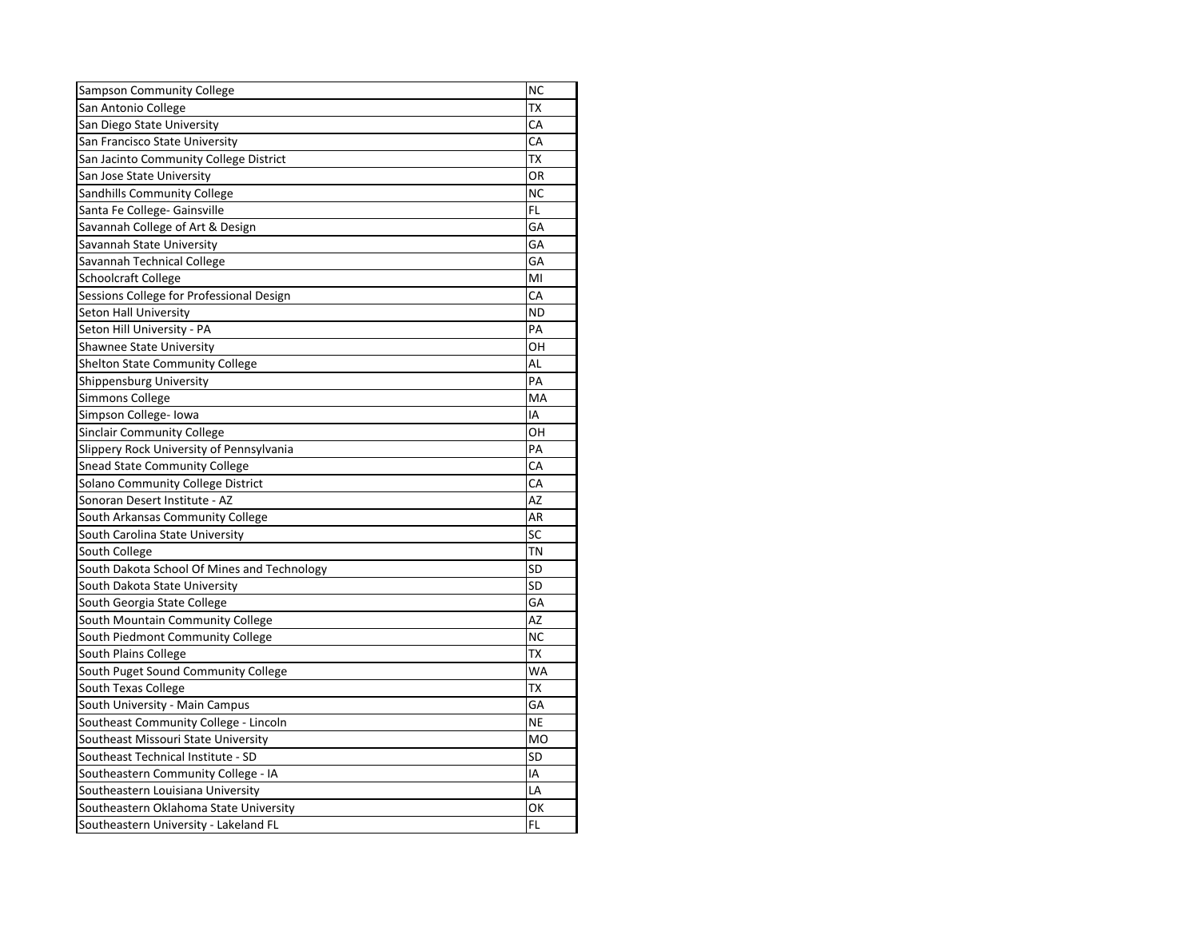| | |
|---|---|
| Sampson Community College | NC |
| San Antonio College | TX |
| San Diego State University | CA |
| San Francisco State University | CA |
| San Jacinto Community College District | TX |
| San Jose State University | OR |
| Sandhills Community College | NC |
| Santa Fe College- Gainsville | FL |
| Savannah College of Art & Design | GA |
| Savannah State University | GA |
| Savannah Technical College | GA |
| Schoolcraft College | MI |
| Sessions College for Professional Design | CA |
| Seton Hall University | ND |
| Seton Hill University - PA | PA |
| Shawnee State University | OH |
| Shelton State Community College | AL |
| Shippensburg University | PA |
| Simmons College | MA |
| Simpson College- Iowa | IA |
| Sinclair Community College | OH |
| Slippery Rock University of Pennsylvania | PA |
| Snead State Community College | CA |
| Solano Community College District | CA |
| Sonoran Desert Institute - AZ | AZ |
| South Arkansas Community College | AR |
| South Carolina State University | SC |
| South College | TN |
| South Dakota School Of Mines and Technology | SD |
| South Dakota State University | SD |
| South Georgia State College | GA |
| South Mountain Community College | AZ |
| South Piedmont Community College | NC |
| South Plains College | TX |
| South Puget Sound Community College | WA |
| South Texas College | TX |
| South University - Main Campus | GA |
| Southeast Community College - Lincoln | NE |
| Southeast Missouri State University | MO |
| Southeast Technical Institute - SD | SD |
| Southeastern Community College - IA | IA |
| Southeastern Louisiana University | LA |
| Southeastern Oklahoma State University | OK |
| Southeastern University - Lakeland FL | FL |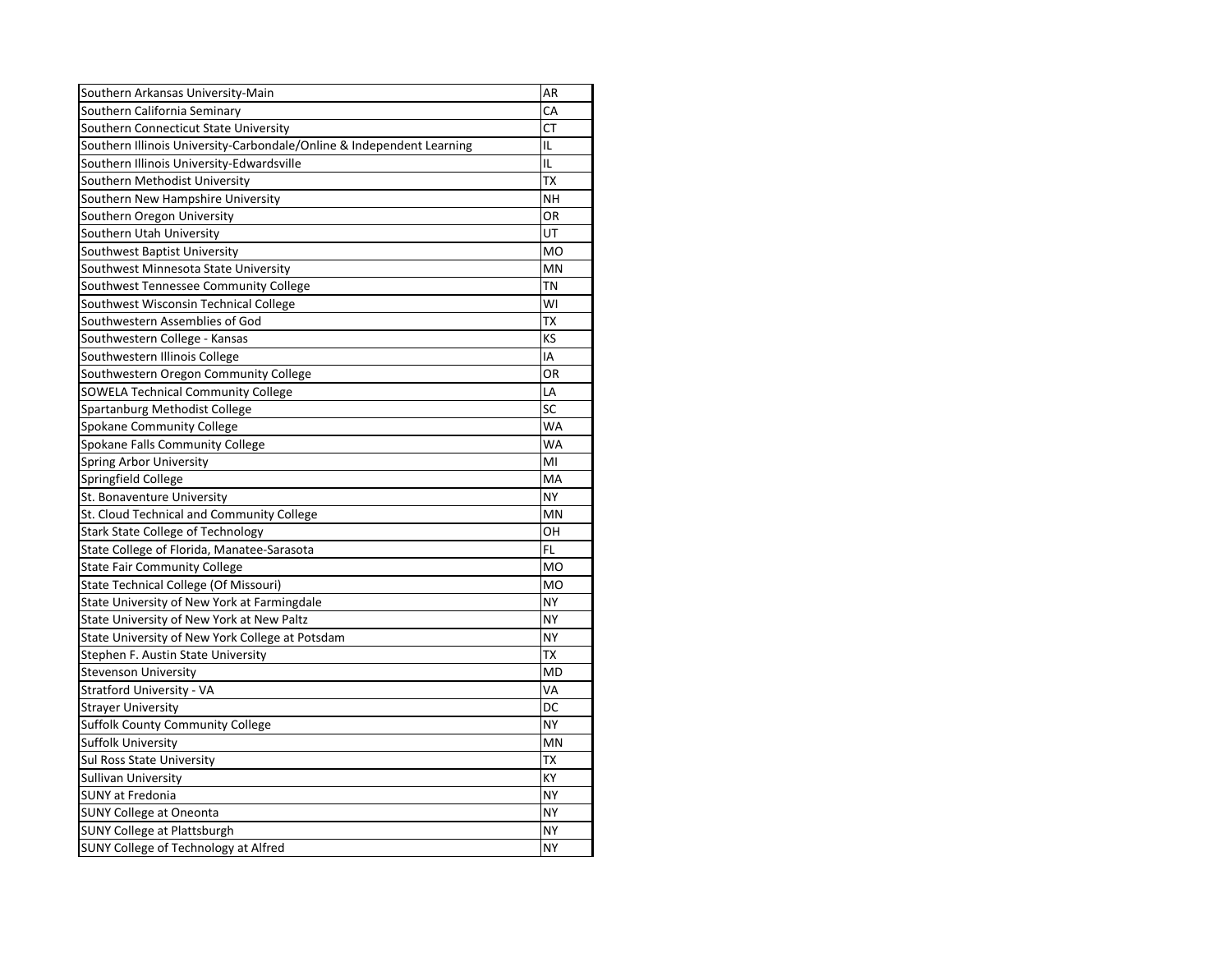| | |
|---|---|
| Southern Arkansas University-Main | AR |
| Southern California Seminary | CA |
| Southern Connecticut State University | CT |
| Southern Illinois University-Carbondale/Online & Independent Learning | IL |
| Southern Illinois University-Edwardsville | IL |
| Southern Methodist University | TX |
| Southern New Hampshire University | NH |
| Southern Oregon University | OR |
| Southern Utah University | UT |
| Southwest Baptist University | MO |
| Southwest Minnesota State University | MN |
| Southwest Tennessee Community College | TN |
| Southwest Wisconsin Technical College | WI |
| Southwestern Assemblies of God | TX |
| Southwestern College - Kansas | KS |
| Southwestern Illinois College | IA |
| Southwestern Oregon Community College | OR |
| SOWELA Technical Community College | LA |
| Spartanburg Methodist College | SC |
| Spokane Community College | WA |
| Spokane Falls Community College | WA |
| Spring Arbor University | MI |
| Springfield College | MA |
| St. Bonaventure University | NY |
| St. Cloud Technical and Community College | MN |
| Stark State College of Technology | OH |
| State College of Florida, Manatee-Sarasota | FL |
| State Fair Community College | MO |
| State Technical College (Of Missouri) | MO |
| State University of New York at Farmingdale | NY |
| State University of New York at New Paltz | NY |
| State University of New York College at Potsdam | NY |
| Stephen F. Austin State University | TX |
| Stevenson University | MD |
| Stratford University - VA | VA |
| Strayer University | DC |
| Suffolk County Community College | NY |
| Suffolk University | MN |
| Sul Ross State University | TX |
| Sullivan University | KY |
| SUNY at Fredonia | NY |
| SUNY College at Oneonta | NY |
| SUNY College at Plattsburgh | NY |
| SUNY College of Technology at Alfred | NY |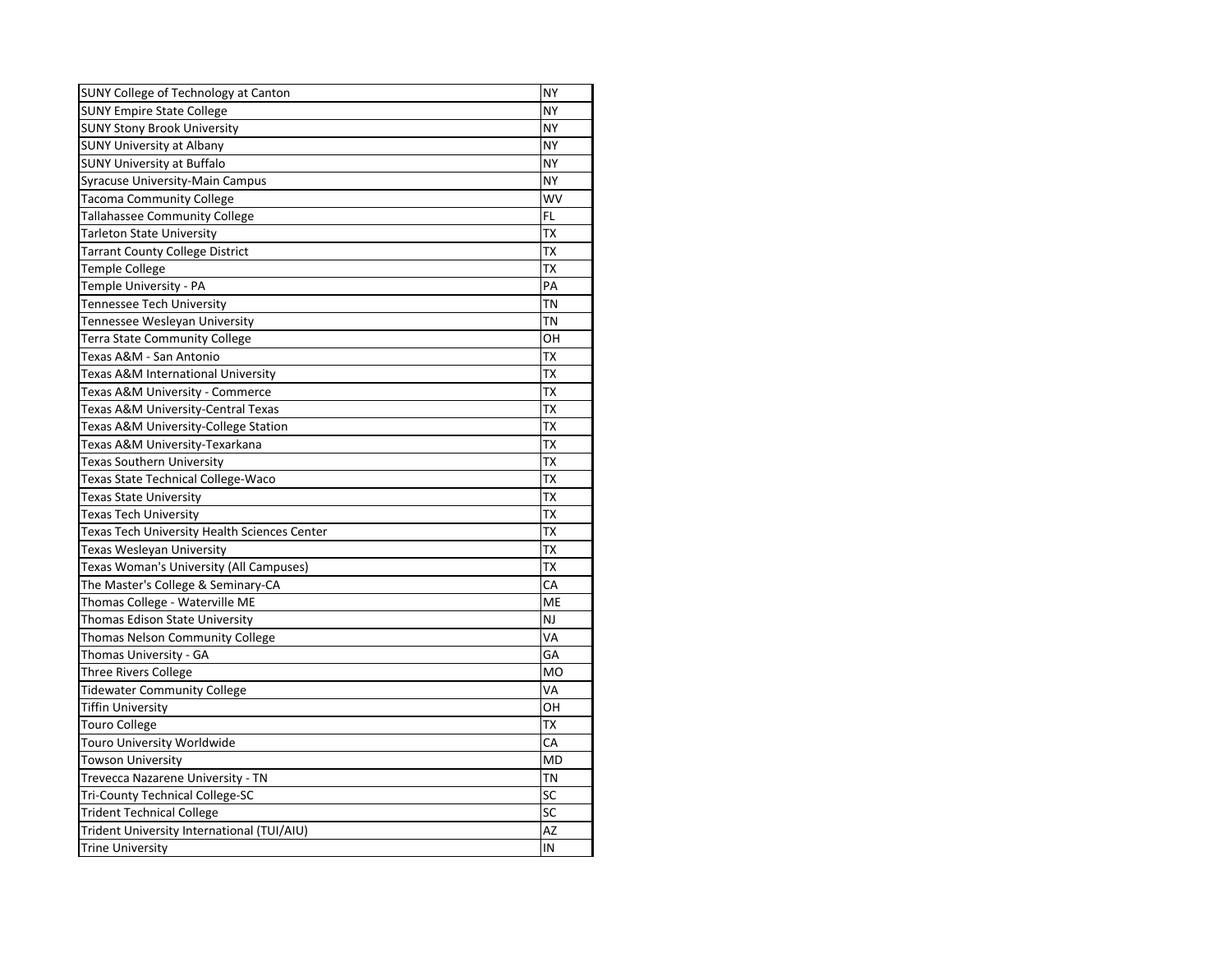| | |
|---|---|
| SUNY College of Technology at Canton | NY |
| SUNY Empire State College | NY |
| SUNY Stony Brook University | NY |
| SUNY University at Albany | NY |
| SUNY University at Buffalo | NY |
| Syracuse University-Main Campus | NY |
| Tacoma Community College | WV |
| Tallahassee Community College | FL |
| Tarleton State University | TX |
| Tarrant County College District | TX |
| Temple College | TX |
| Temple University - PA | PA |
| Tennessee Tech University | TN |
| Tennessee Wesleyan University | TN |
| Terra State Community College | OH |
| Texas A&M - San Antonio | TX |
| Texas A&M International University | TX |
| Texas A&M University - Commerce | TX |
| Texas A&M University-Central Texas | TX |
| Texas A&M University-College Station | TX |
| Texas A&M University-Texarkana | TX |
| Texas Southern University | TX |
| Texas State Technical College-Waco | TX |
| Texas State University | TX |
| Texas Tech University | TX |
| Texas Tech University Health Sciences Center | TX |
| Texas Wesleyan University | TX |
| Texas Woman's University (All Campuses) | TX |
| The Master's College & Seminary-CA | CA |
| Thomas College - Waterville ME | ME |
| Thomas Edison State University | NJ |
| Thomas Nelson Community College | VA |
| Thomas University - GA | GA |
| Three Rivers College | MO |
| Tidewater Community College | VA |
| Tiffin University | OH |
| Touro College | TX |
| Touro University Worldwide | CA |
| Towson University | MD |
| Trevecca Nazarene University - TN | TN |
| Tri-County Technical College-SC | SC |
| Trident Technical College | SC |
| Trident University International (TUI/AIU) | AZ |
| Trine University | IN |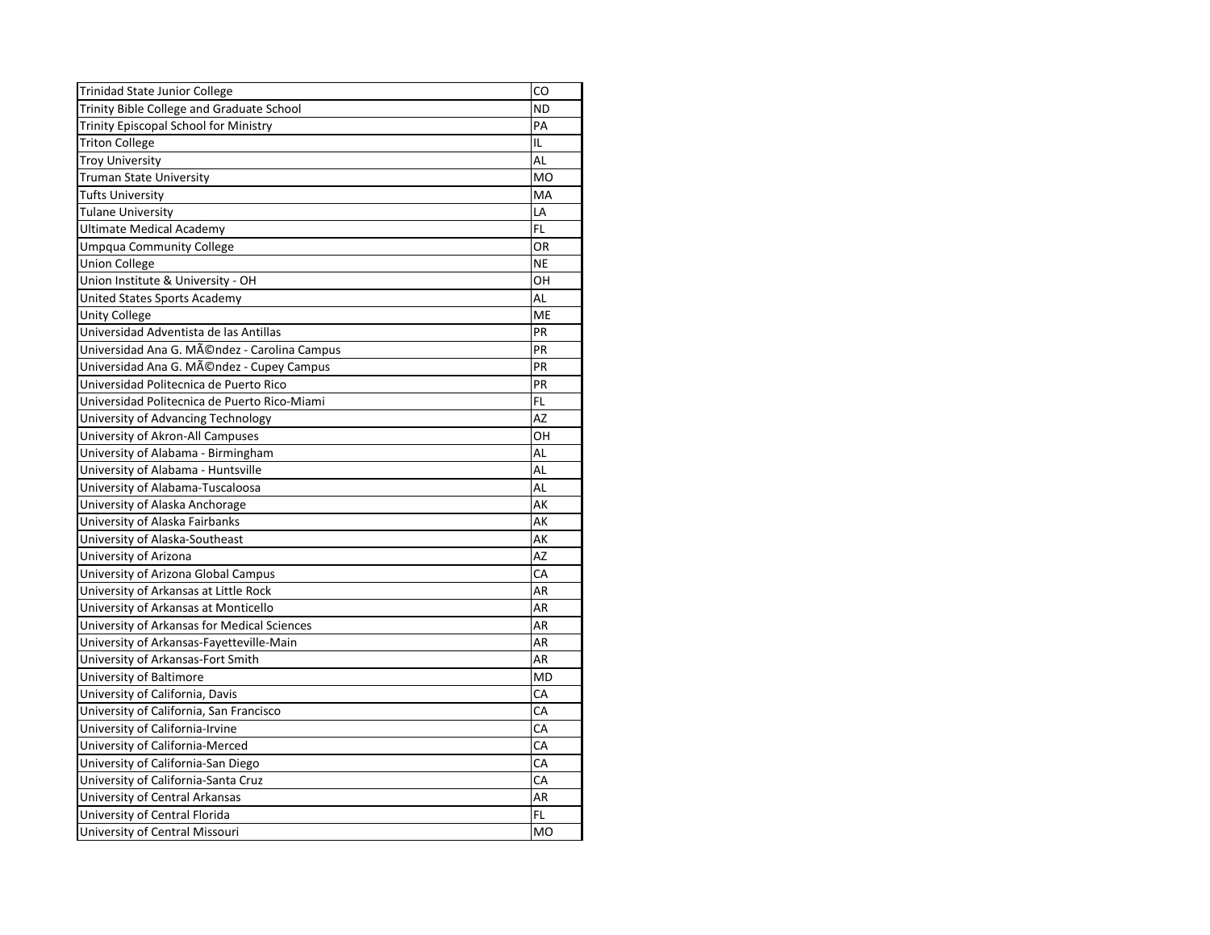| | |
|---|---|
| Trinidad State Junior College | CO |
| Trinity Bible College and Graduate School | ND |
| Trinity Episcopal School for Ministry | PA |
| Triton College | IL |
| Troy University | AL |
| Truman State University | MO |
| Tufts University | MA |
| Tulane University | LA |
| Ultimate Medical Academy | FL |
| Umpqua Community College | OR |
| Union College | NE |
| Union Institute & University - OH | OH |
| United States Sports Academy | AL |
| Unity College | ME |
| Universidad Adventista de las Antillas | PR |
| Universidad Ana G. MÃ©ndez - Carolina Campus | PR |
| Universidad Ana G. MÃ©ndez - Cupey Campus | PR |
| Universidad Politecnica de Puerto Rico | PR |
| Universidad Politecnica de Puerto Rico-Miami | FL |
| University of Advancing Technology | AZ |
| University of Akron-All Campuses | OH |
| University of Alabama - Birmingham | AL |
| University of Alabama - Huntsville | AL |
| University of Alabama-Tuscaloosa | AL |
| University of Alaska Anchorage | AK |
| University of Alaska Fairbanks | AK |
| University of Alaska-Southeast | AK |
| University of Arizona | AZ |
| University of Arizona Global Campus | CA |
| University of Arkansas at Little Rock | AR |
| University of Arkansas at Monticello | AR |
| University of Arkansas for Medical Sciences | AR |
| University of Arkansas-Fayetteville-Main | AR |
| University of Arkansas-Fort Smith | AR |
| University of Baltimore | MD |
| University of California, Davis | CA |
| University of California, San Francisco | CA |
| University of California-Irvine | CA |
| University of California-Merced | CA |
| University of California-San Diego | CA |
| University of California-Santa Cruz | CA |
| University of Central Arkansas | AR |
| University of Central Florida | FL |
| University of Central Missouri | MO |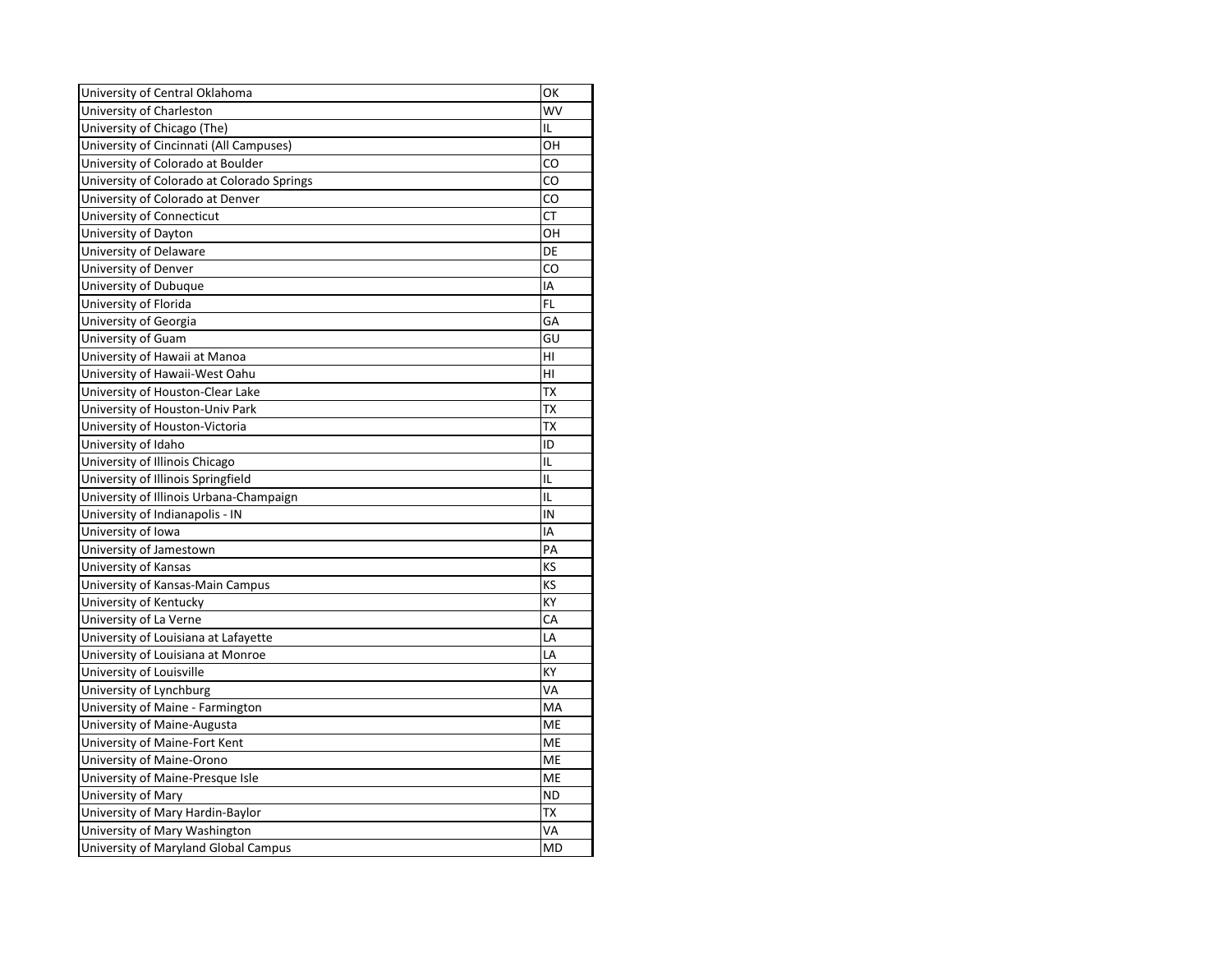| | |
|---|---|
| University of Central Oklahoma | OK |
| University of Charleston | WV |
| University of Chicago (The) | IL |
| University of Cincinnati (All Campuses) | OH |
| University of Colorado at Boulder | CO |
| University of Colorado at Colorado Springs | CO |
| University of Colorado at Denver | CO |
| University of Connecticut | CT |
| University of Dayton | OH |
| University of Delaware | DE |
| University of Denver | CO |
| University of Dubuque | IA |
| University of Florida | FL |
| University of Georgia | GA |
| University of Guam | GU |
| University of Hawaii at Manoa | HI |
| University of Hawaii-West Oahu | HI |
| University of Houston-Clear Lake | TX |
| University of Houston-Univ Park | TX |
| University of Houston-Victoria | TX |
| University of Idaho | ID |
| University of Illinois Chicago | IL |
| University of Illinois Springfield | IL |
| University of Illinois Urbana-Champaign | IL |
| University of Indianapolis - IN | IN |
| University of Iowa | IA |
| University of Jamestown | PA |
| University of Kansas | KS |
| University of Kansas-Main Campus | KS |
| University of Kentucky | KY |
| University of La Verne | CA |
| University of Louisiana at Lafayette | LA |
| University of Louisiana at Monroe | LA |
| University of Louisville | KY |
| University of Lynchburg | VA |
| University of Maine - Farmington | MA |
| University of Maine-Augusta | ME |
| University of Maine-Fort Kent | ME |
| University of Maine-Orono | ME |
| University of Maine-Presque Isle | ME |
| University of Mary | ND |
| University of Mary Hardin-Baylor | TX |
| University of Mary Washington | VA |
| University of Maryland Global Campus | MD |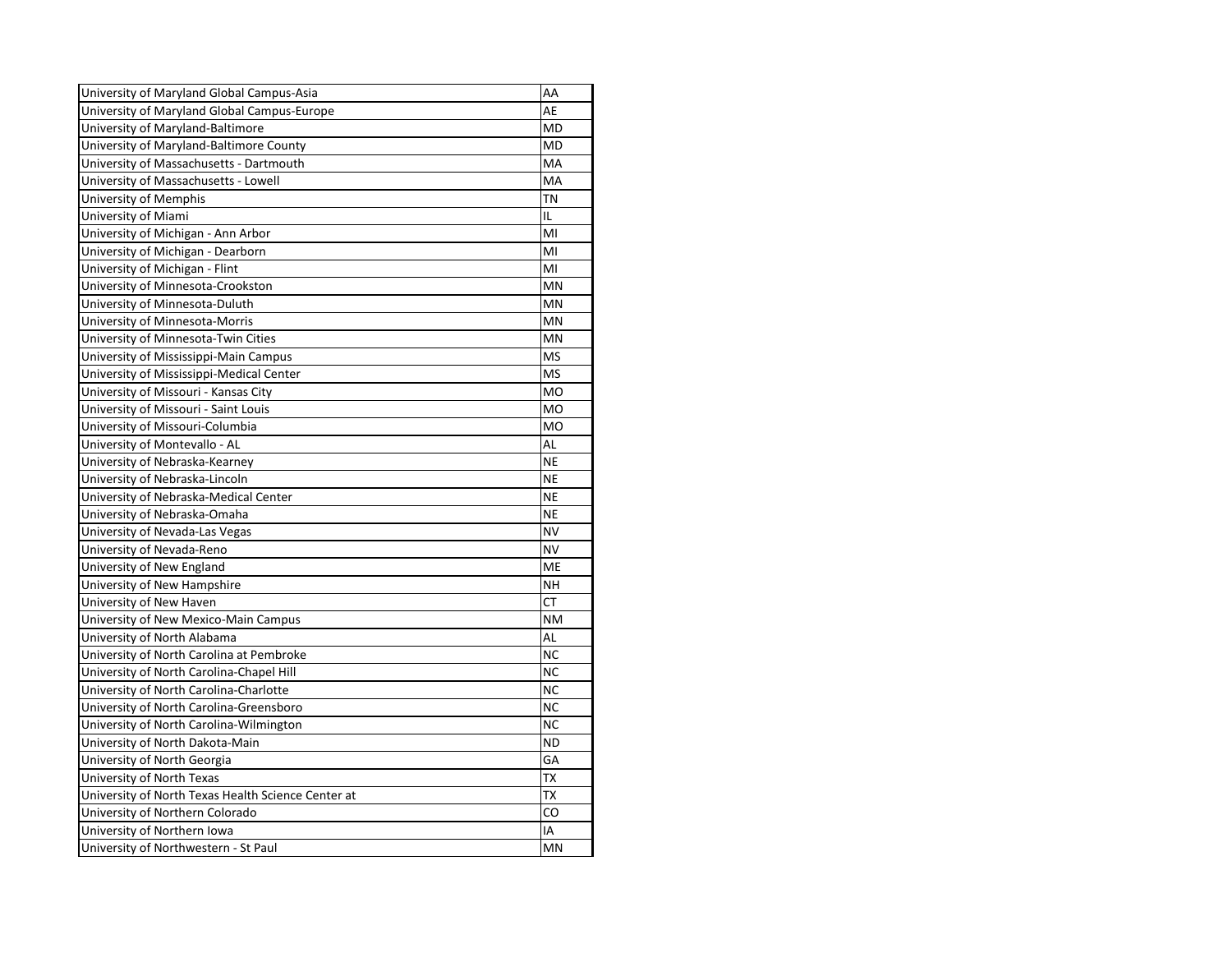| | |
|---|---|
| University of Maryland Global Campus-Asia | AA |
| University of Maryland Global Campus-Europe | AE |
| University of Maryland-Baltimore | MD |
| University of Maryland-Baltimore County | MD |
| University of Massachusetts - Dartmouth | MA |
| University of Massachusetts - Lowell | MA |
| University of Memphis | TN |
| University of Miami | IL |
| University of Michigan - Ann Arbor | MI |
| University of Michigan - Dearborn | MI |
| University of Michigan - Flint | MI |
| University of Minnesota-Crookston | MN |
| University of Minnesota-Duluth | MN |
| University of Minnesota-Morris | MN |
| University of Minnesota-Twin Cities | MN |
| University of Mississippi-Main Campus | MS |
| University of Mississippi-Medical Center | MS |
| University of Missouri - Kansas City | MO |
| University of Missouri - Saint Louis | MO |
| University of Missouri-Columbia | MO |
| University of Montevallo - AL | AL |
| University of Nebraska-Kearney | NE |
| University of Nebraska-Lincoln | NE |
| University of Nebraska-Medical Center | NE |
| University of Nebraska-Omaha | NE |
| University of Nevada-Las Vegas | NV |
| University of Nevada-Reno | NV |
| University of New England | ME |
| University of New Hampshire | NH |
| University of New Haven | CT |
| University of New Mexico-Main Campus | NM |
| University of North Alabama | AL |
| University of North Carolina at Pembroke | NC |
| University of North Carolina-Chapel Hill | NC |
| University of North Carolina-Charlotte | NC |
| University of North Carolina-Greensboro | NC |
| University of North Carolina-Wilmington | NC |
| University of North Dakota-Main | ND |
| University of North Georgia | GA |
| University of North Texas | TX |
| University of North Texas Health Science Center at | TX |
| University of Northern Colorado | CO |
| University of Northern Iowa | IA |
| University of Northwestern - St Paul | MN |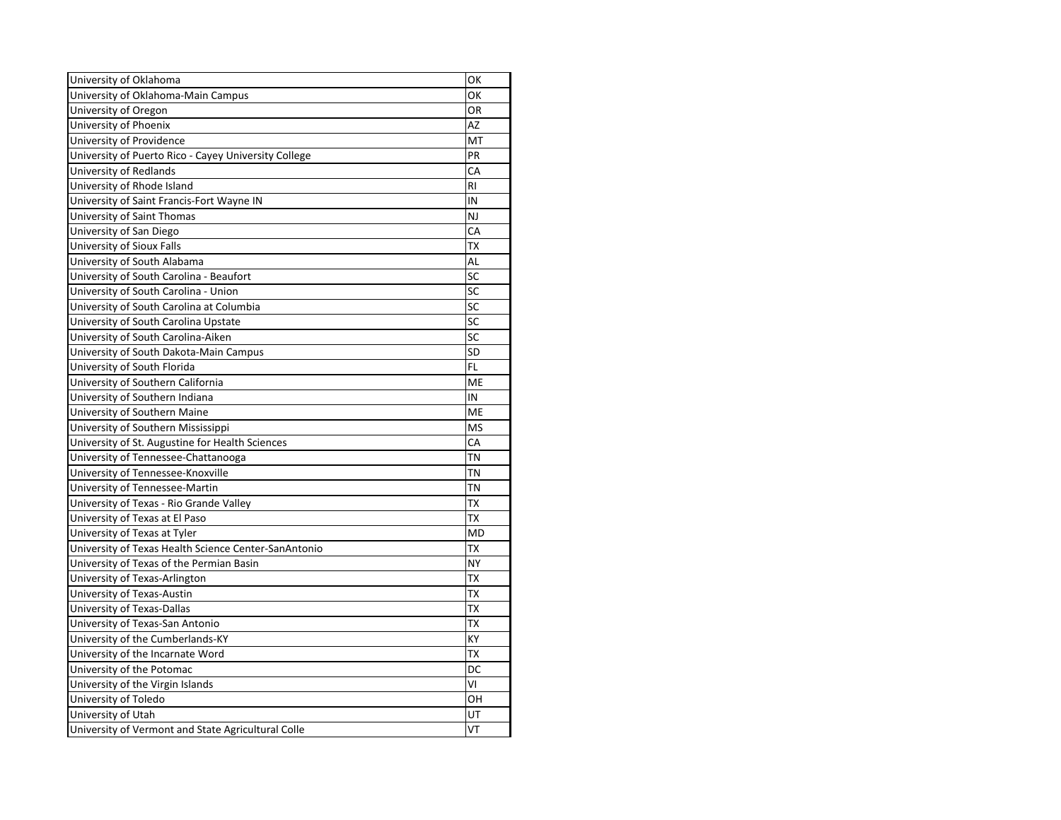| | |
|---|---|
| University of Oklahoma | OK |
| University of Oklahoma-Main Campus | OK |
| University of Oregon | OR |
| University of Phoenix | AZ |
| University of Providence | MT |
| University of Puerto Rico - Cayey University College | PR |
| University of Redlands | CA |
| University of Rhode Island | RI |
| University of Saint Francis-Fort Wayne IN | IN |
| University of Saint Thomas | NJ |
| University of San Diego | CA |
| University of Sioux Falls | TX |
| University of South Alabama | AL |
| University of South Carolina - Beaufort | SC |
| University of South Carolina - Union | SC |
| University of South Carolina at Columbia | SC |
| University of South Carolina Upstate | SC |
| University of South Carolina-Aiken | SC |
| University of South Dakota-Main Campus | SD |
| University of South Florida | FL |
| University of Southern California | ME |
| University of Southern Indiana | IN |
| University of Southern Maine | ME |
| University of Southern Mississippi | MS |
| University of St. Augustine for Health Sciences | CA |
| University of Tennessee-Chattanooga | TN |
| University of Tennessee-Knoxville | TN |
| University of Tennessee-Martin | TN |
| University of Texas - Rio Grande Valley | TX |
| University of Texas at El Paso | TX |
| University of Texas at Tyler | MD |
| University of Texas Health Science Center-SanAntonio | TX |
| University of Texas of the Permian Basin | NY |
| University of Texas-Arlington | TX |
| University of Texas-Austin | TX |
| University of Texas-Dallas | TX |
| University of Texas-San Antonio | TX |
| University of the Cumberlands-KY | KY |
| University of the Incarnate Word | TX |
| University of the Potomac | DC |
| University of the Virgin Islands | VI |
| University of Toledo | OH |
| University of Utah | UT |
| University of Vermont and State Agricultural Colle | VT |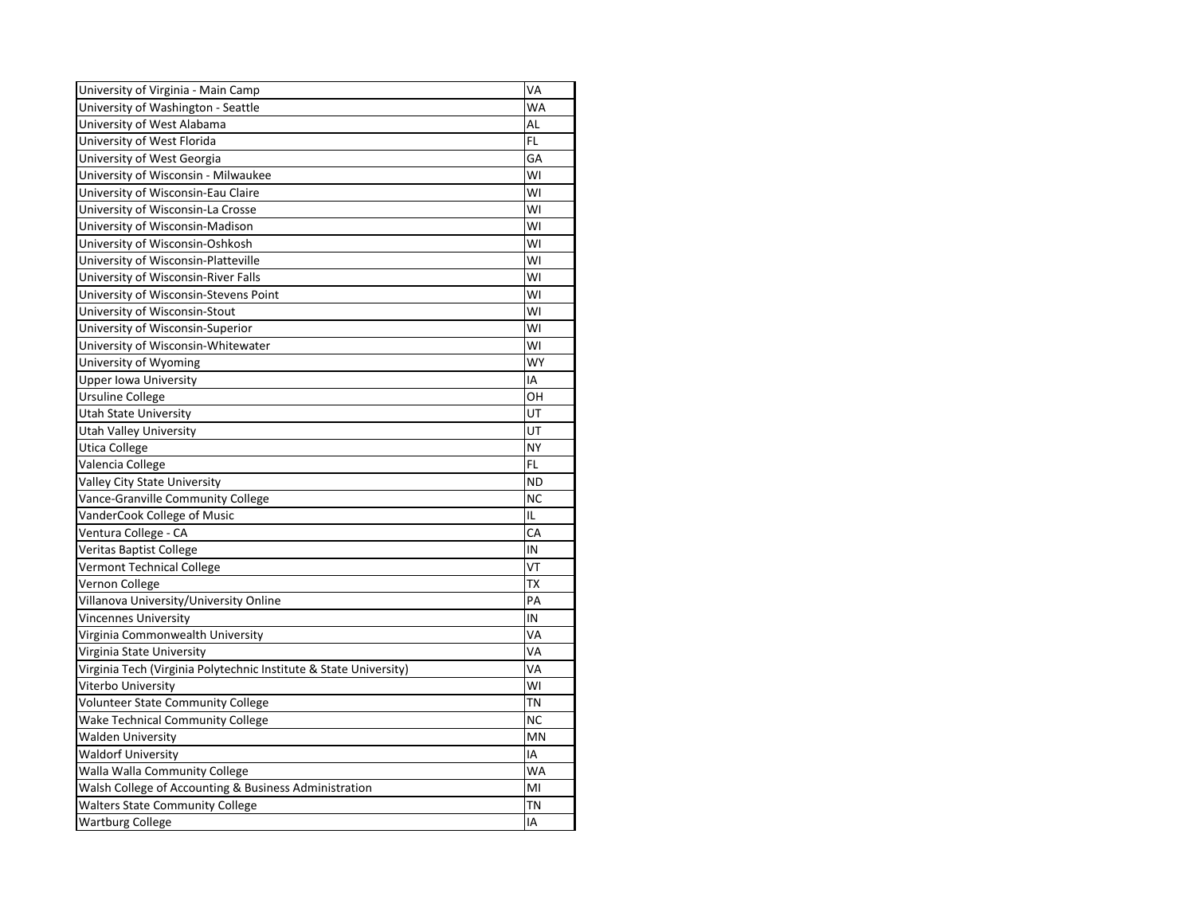| University of Virginia - Main Camp | VA |
| --- | --- |
| University of Washington - Seattle | WA |
| University of West Alabama | AL |
| University of West Florida | FL |
| University of West Georgia | GA |
| University of Wisconsin - Milwaukee | WI |
| University of Wisconsin-Eau Claire | WI |
| University of Wisconsin-La Crosse | WI |
| University of Wisconsin-Madison | WI |
| University of Wisconsin-Oshkosh | WI |
| University of Wisconsin-Platteville | WI |
| University of Wisconsin-River Falls | WI |
| University of Wisconsin-Stevens Point | WI |
| University of Wisconsin-Stout | WI |
| University of Wisconsin-Superior | WI |
| University of Wisconsin-Whitewater | WI |
| University of Wyoming | WY |
| Upper Iowa University | IA |
| Ursuline College | OH |
| Utah State University | UT |
| Utah Valley University | UT |
| Utica College | NY |
| Valencia College | FL |
| Valley City State University | ND |
| Vance-Granville Community College | NC |
| VanderCook College of Music | IL |
| Ventura College - CA | CA |
| Veritas Baptist College | IN |
| Vermont Technical College | VT |
| Vernon College | TX |
| Villanova University/University Online | PA |
| Vincennes University | IN |
| Virginia Commonwealth University | VA |
| Virginia State University | VA |
| Virginia Tech (Virginia Polytechnic Institute & State University) | VA |
| Viterbo University | WI |
| Volunteer State Community College | TN |
| Wake Technical Community College | NC |
| Walden University | MN |
| Waldorf University | IA |
| Walla Walla Community College | WA |
| Walsh College of Accounting & Business Administration | MI |
| Walters State Community College | TN |
| Wartburg College | IA |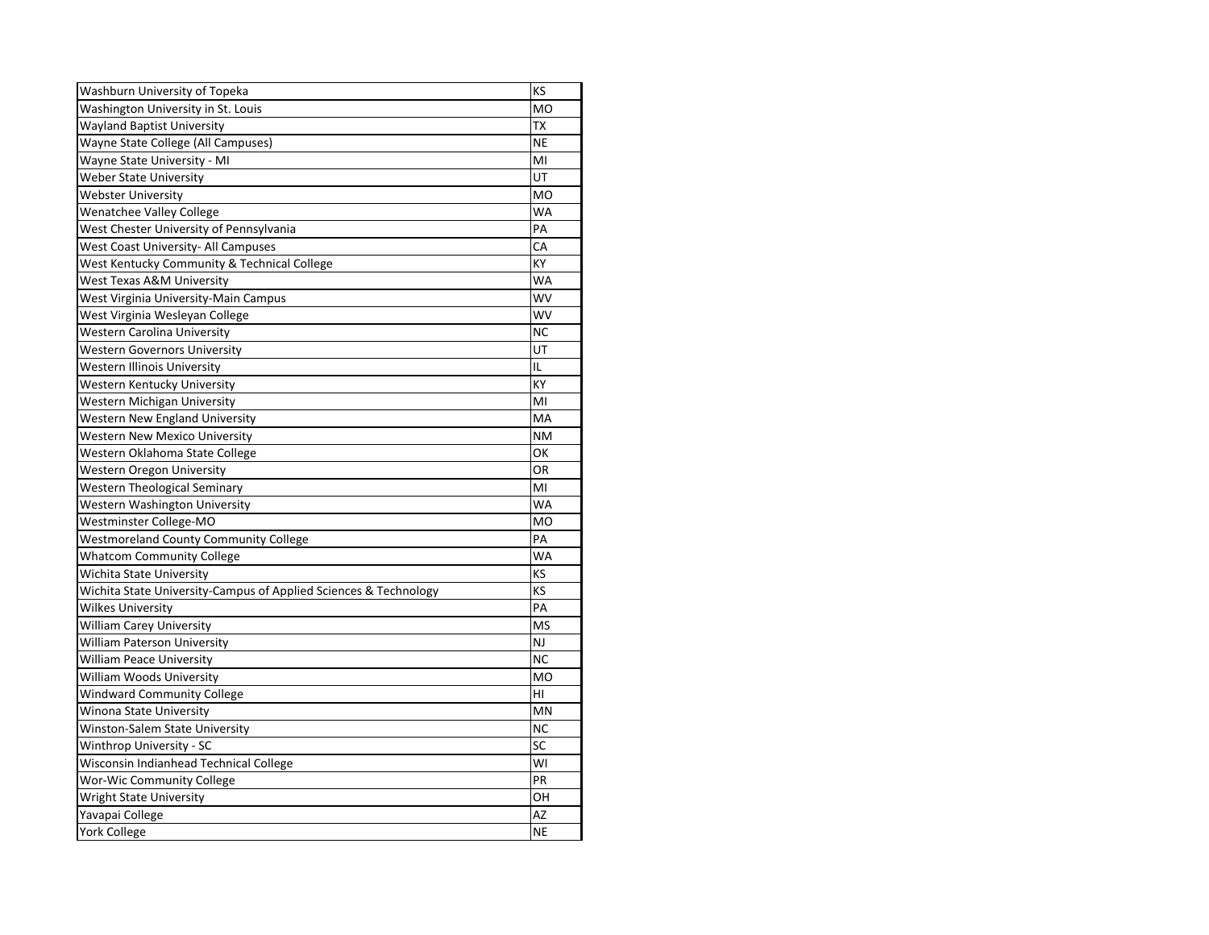| Washburn University of Topeka | KS |
|---|---|
| Washington University in St. Louis | MO |
| Wayland Baptist University | TX |
| Wayne State College (All Campuses) | NE |
| Wayne State University - MI | MI |
| Weber State University | UT |
| Webster University | MO |
| Wenatchee Valley College | WA |
| West Chester University of Pennsylvania | PA |
| West Coast University- All Campuses | CA |
| West Kentucky Community & Technical College | KY |
| West Texas A&M University | WA |
| West Virginia University-Main Campus | WV |
| West Virginia Wesleyan College | WV |
| Western Carolina University | NC |
| Western Governors University | UT |
| Western Illinois University | IL |
| Western Kentucky University | KY |
| Western Michigan University | MI |
| Western New England University | MA |
| Western New Mexico University | NM |
| Western Oklahoma State College | OK |
| Western Oregon University | OR |
| Western Theological Seminary | MI |
| Western Washington University | WA |
| Westminster College-MO | MO |
| Westmoreland County Community College | PA |
| Whatcom Community College | WA |
| Wichita State University | KS |
| Wichita State University-Campus of Applied Sciences & Technology | KS |
| Wilkes University | PA |
| William Carey University | MS |
| William Paterson University | NJ |
| William Peace University | NC |
| William Woods University | MO |
| Windward Community College | HI |
| Winona State University | MN |
| Winston-Salem State University | NC |
| Winthrop University - SC | SC |
| Wisconsin Indianhead Technical College | WI |
| Wor-Wic Community College | PR |
| Wright State University | OH |
| Yavapai College | AZ |
| York College | NE |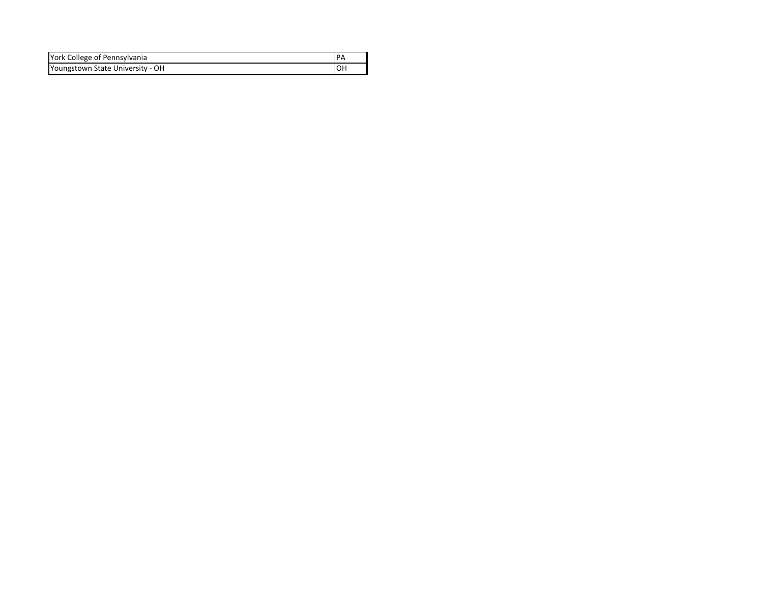| | |
|---|---|
| York College of Pennsylvania | PA |
| Youngstown State University - OH | OH |